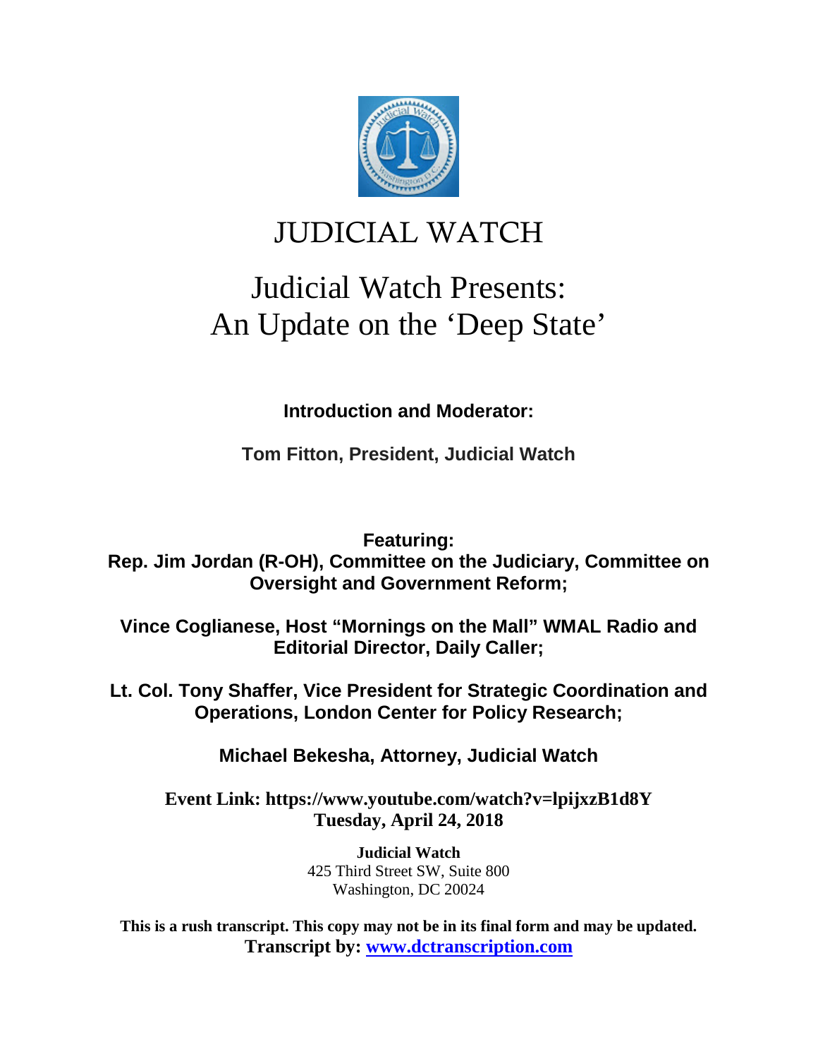# JUDICIAL WATCH

## Judicial Watch Presents: An Update on the 'Deep State'

**Introduction and Moderator:**

**Tom Fitton, President, Judicial Watch**

**Featuring:**
**Rep. Jim Jordan (R-OH), Committee on the Judiciary, Committee on Oversight and Government Reform;**

**Vince Coglianese, Host "Mornings on the Mall" WMAL Radio and Editorial Director, Daily Caller;**

**Lt. Col. Tony Shaffer, Vice President for Strategic Coordination and Operations, London Center for Policy Research;**

**Michael Bekesha, Attorney, Judicial Watch**

**Event Link: https://www.youtube.com/watch?v=lpijxzB1d8Y**
**Tuesday, April 24, 2018**

**Judicial Watch**
425 Third Street SW, Suite 800
Washington, DC 20024

**This is a rush transcript. This copy may not be in its final form and may be updated.**
**Transcript by: [www.dctranscription.com](www.dctranscription.com)**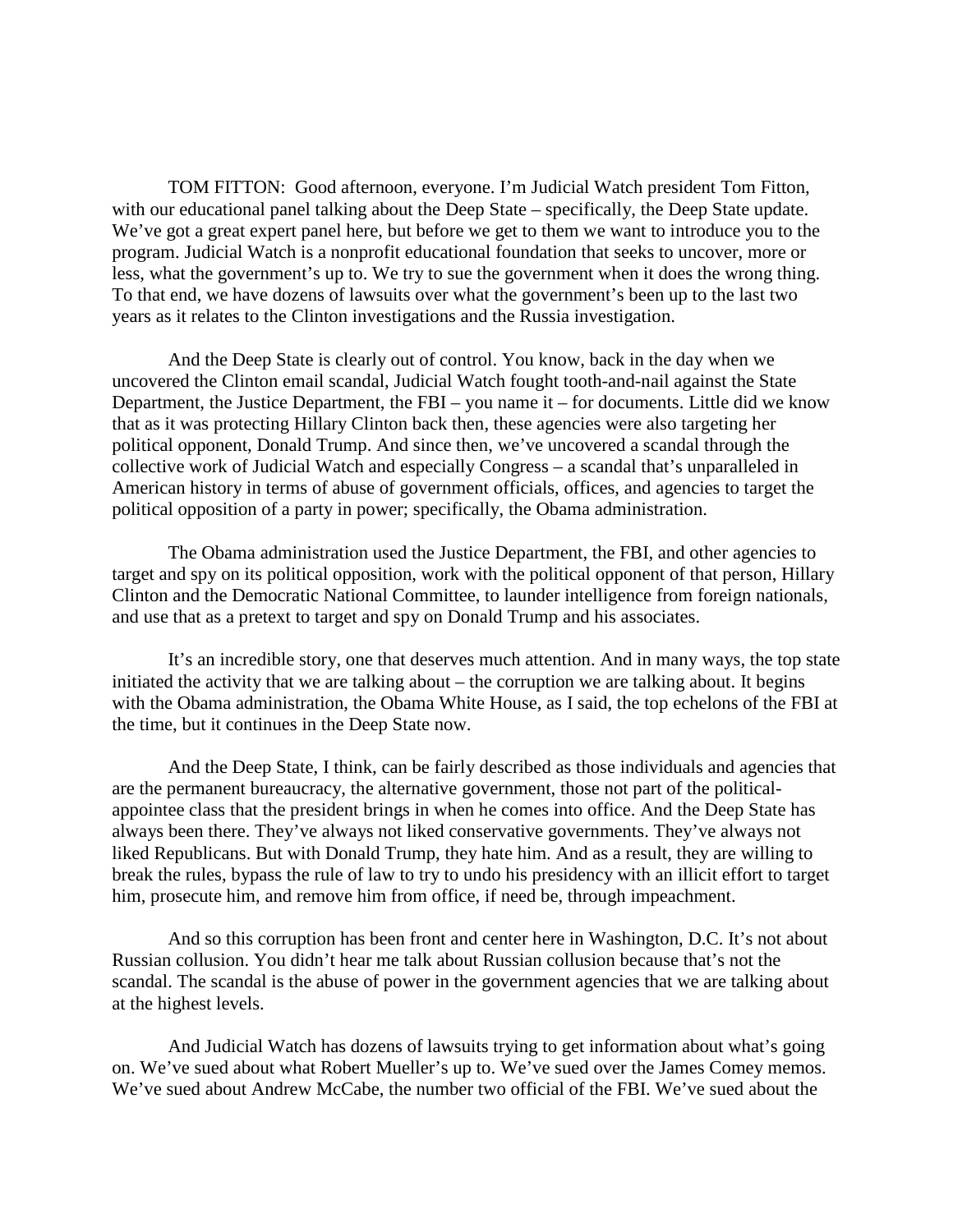TOM FITTON: Good afternoon, everyone. I'm Judicial Watch president Tom Fitton, with our educational panel talking about the Deep State – specifically, the Deep State update. We've got a great expert panel here, but before we get to them we want to introduce you to the program. Judicial Watch is a nonprofit educational foundation that seeks to uncover, more or less, what the government's up to. We try to sue the government when it does the wrong thing. To that end, we have dozens of lawsuits over what the government's been up to the last two years as it relates to the Clinton investigations and the Russia investigation.

And the Deep State is clearly out of control. You know, back in the day when we uncovered the Clinton email scandal, Judicial Watch fought tooth-and-nail against the State Department, the Justice Department, the FBI – you name it – for documents. Little did we know that as it was protecting Hillary Clinton back then, these agencies were also targeting her political opponent, Donald Trump. And since then, we've uncovered a scandal through the collective work of Judicial Watch and especially Congress – a scandal that's unparalleled in American history in terms of abuse of government officials, offices, and agencies to target the political opposition of a party in power; specifically, the Obama administration.

The Obama administration used the Justice Department, the FBI, and other agencies to target and spy on its political opposition, work with the political opponent of that person, Hillary Clinton and the Democratic National Committee, to launder intelligence from foreign nationals, and use that as a pretext to target and spy on Donald Trump and his associates.

It's an incredible story, one that deserves much attention. And in many ways, the top state initiated the activity that we are talking about – the corruption we are talking about. It begins with the Obama administration, the Obama White House, as I said, the top echelons of the FBI at the time, but it continues in the Deep State now.

And the Deep State, I think, can be fairly described as those individuals and agencies that are the permanent bureaucracy, the alternative government, those not part of the political-appointee class that the president brings in when he comes into office. And the Deep State has always been there. They've always not liked conservative governments. They've always not liked Republicans. But with Donald Trump, they hate him. And as a result, they are willing to break the rules, bypass the rule of law to try to undo his presidency with an illicit effort to target him, prosecute him, and remove him from office, if need be, through impeachment.

And so this corruption has been front and center here in Washington, D.C. It's not about Russian collusion. You didn't hear me talk about Russian collusion because that's not the scandal. The scandal is the abuse of power in the government agencies that we are talking about at the highest levels.

And Judicial Watch has dozens of lawsuits trying to get information about what's going on. We've sued about what Robert Mueller's up to. We've sued over the James Comey memos. We've sued about Andrew McCabe, the number two official of the FBI. We've sued about the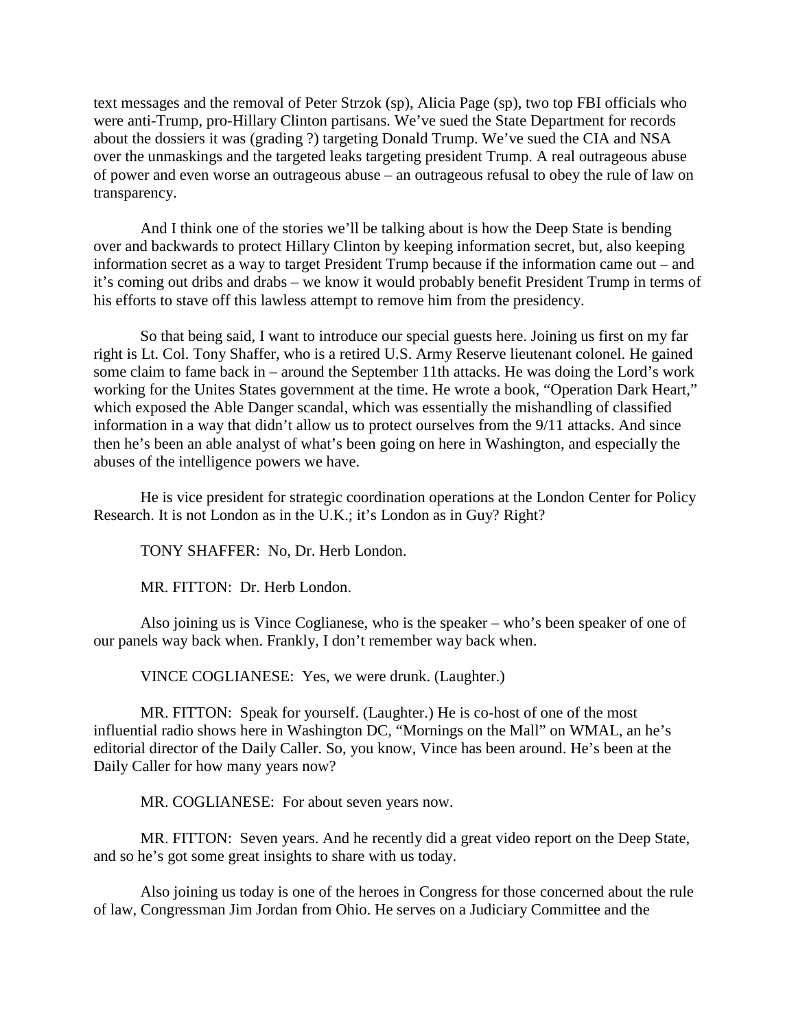text messages and the removal of Peter Strzok (sp), Alicia Page (sp), two top FBI officials who were anti-Trump, pro-Hillary Clinton partisans. We've sued the State Department for records about the dossiers it was (grading ?) targeting Donald Trump. We've sued the CIA and NSA over the unmaskings and the targeted leaks targeting president Trump. A real outrageous abuse of power and even worse an outrageous abuse – an outrageous refusal to obey the rule of law on transparency.

And I think one of the stories we'll be talking about is how the Deep State is bending over and backwards to protect Hillary Clinton by keeping information secret, but, also keeping information secret as a way to target President Trump because if the information came out – and it's coming out dribs and drabs – we know it would probably benefit President Trump in terms of his efforts to stave off this lawless attempt to remove him from the presidency.

So that being said, I want to introduce our special guests here. Joining us first on my far right is Lt. Col. Tony Shaffer, who is a retired U.S. Army Reserve lieutenant colonel. He gained some claim to fame back in – around the September 11th attacks. He was doing the Lord's work working for the Unites States government at the time. He wrote a book, "Operation Dark Heart," which exposed the Able Danger scandal, which was essentially the mishandling of classified information in a way that didn't allow us to protect ourselves from the 9/11 attacks. And since then he's been an able analyst of what's been going on here in Washington, and especially the abuses of the intelligence powers we have.

He is vice president for strategic coordination operations at the London Center for Policy Research. It is not London as in the U.K.; it's London as in Guy? Right?

TONY SHAFFER: No, Dr. Herb London.

MR. FITTON: Dr. Herb London.

Also joining us is Vince Coglianese, who is the speaker – who's been speaker of one of our panels way back when. Frankly, I don't remember way back when.

VINCE COGLIANESE: Yes, we were drunk. (Laughter.)

MR. FITTON: Speak for yourself. (Laughter.) He is co-host of one of the most influential radio shows here in Washington DC, "Mornings on the Mall" on WMAL, an he's editorial director of the Daily Caller. So, you know, Vince has been around. He's been at the Daily Caller for how many years now?

MR. COGLIANESE: For about seven years now.

MR. FITTON: Seven years. And he recently did a great video report on the Deep State, and so he's got some great insights to share with us today.

Also joining us today is one of the heroes in Congress for those concerned about the rule of law, Congressman Jim Jordan from Ohio. He serves on a Judiciary Committee and the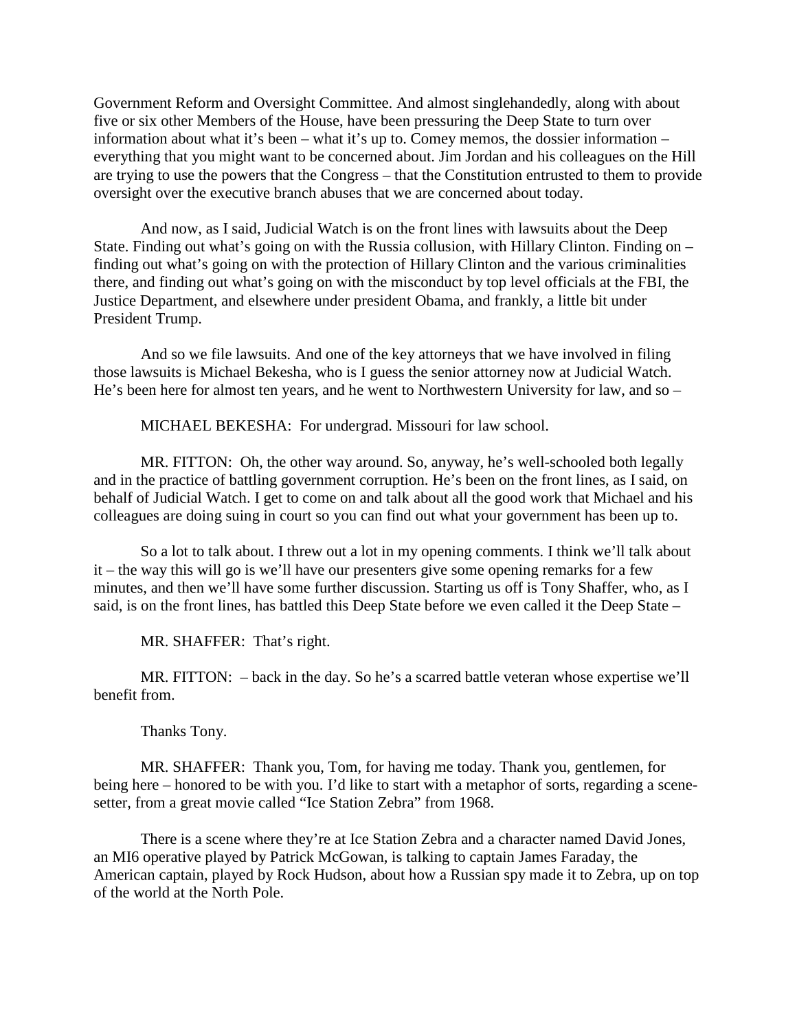Government Reform and Oversight Committee. And almost singlehandedly, along with about five or six other Members of the House, have been pressuring the Deep State to turn over information about what it's been – what it's up to. Comey memos, the dossier information – everything that you might want to be concerned about. Jim Jordan and his colleagues on the Hill are trying to use the powers that the Congress – that the Constitution entrusted to them to provide oversight over the executive branch abuses that we are concerned about today.

And now, as I said, Judicial Watch is on the front lines with lawsuits about the Deep State. Finding out what's going on with the Russia collusion, with Hillary Clinton. Finding on – finding out what's going on with the protection of Hillary Clinton and the various criminalities there, and finding out what's going on with the misconduct by top level officials at the FBI, the Justice Department, and elsewhere under president Obama, and frankly, a little bit under President Trump.

And so we file lawsuits. And one of the key attorneys that we have involved in filing those lawsuits is Michael Bekesha, who is I guess the senior attorney now at Judicial Watch. He's been here for almost ten years, and he went to Northwestern University for law, and so –

MICHAEL BEKESHA: For undergrad. Missouri for law school.

MR. FITTON: Oh, the other way around. So, anyway, he's well-schooled both legally and in the practice of battling government corruption. He's been on the front lines, as I said, on behalf of Judicial Watch. I get to come on and talk about all the good work that Michael and his colleagues are doing suing in court so you can find out what your government has been up to.

So a lot to talk about. I threw out a lot in my opening comments. I think we'll talk about it – the way this will go is we'll have our presenters give some opening remarks for a few minutes, and then we'll have some further discussion. Starting us off is Tony Shaffer, who, as I said, is on the front lines, has battled this Deep State before we even called it the Deep State –

MR. SHAFFER: That's right.

MR. FITTON: – back in the day. So he's a scarred battle veteran whose expertise we'll benefit from.

Thanks Tony.

MR. SHAFFER: Thank you, Tom, for having me today. Thank you, gentlemen, for being here – honored to be with you. I'd like to start with a metaphor of sorts, regarding a scene-setter, from a great movie called "Ice Station Zebra" from 1968.

There is a scene where they're at Ice Station Zebra and a character named David Jones, an MI6 operative played by Patrick McGowan, is talking to captain James Faraday, the American captain, played by Rock Hudson, about how a Russian spy made it to Zebra, up on top of the world at the North Pole.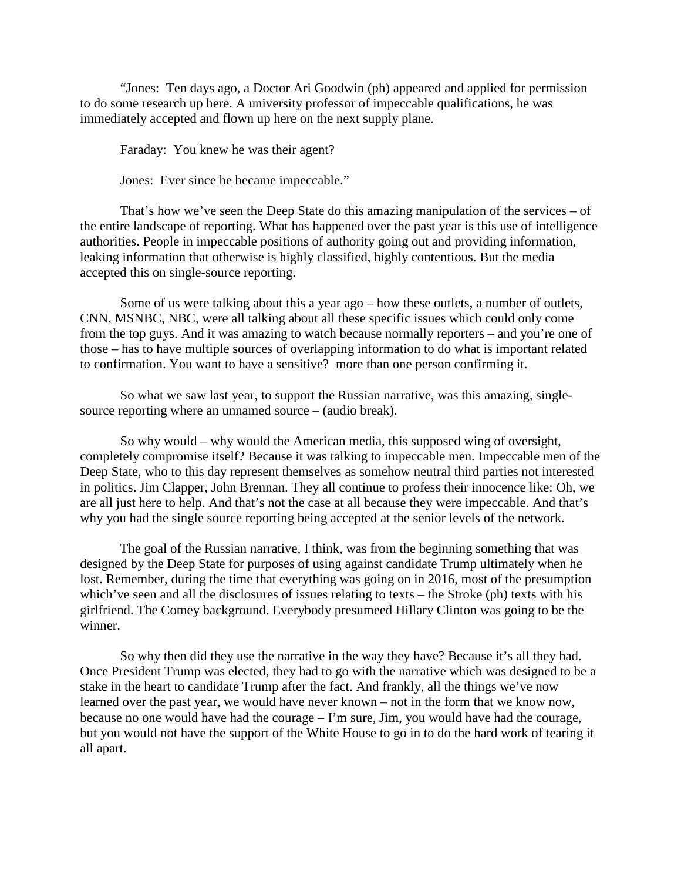"Jones: Ten days ago, a Doctor Ari Goodwin (ph) appeared and applied for permission to do some research up here. A university professor of impeccable qualifications, he was immediately accepted and flown up here on the next supply plane.

Faraday: You knew he was their agent?

Jones: Ever since he became impeccable."

That's how we've seen the Deep State do this amazing manipulation of the services – of the entire landscape of reporting. What has happened over the past year is this use of intelligence authorities. People in impeccable positions of authority going out and providing information, leaking information that otherwise is highly classified, highly contentious. But the media accepted this on single-source reporting.

Some of us were talking about this a year ago – how these outlets, a number of outlets, CNN, MSNBC, NBC, were all talking about all these specific issues which could only come from the top guys. And it was amazing to watch because normally reporters – and you're one of those – has to have multiple sources of overlapping information to do what is important related to confirmation. You want to have a sensitive? more than one person confirming it.

So what we saw last year, to support the Russian narrative, was this amazing, single-source reporting where an unnamed source – (audio break).

So why would – why would the American media, this supposed wing of oversight, completely compromise itself? Because it was talking to impeccable men. Impeccable men of the Deep State, who to this day represent themselves as somehow neutral third parties not interested in politics. Jim Clapper, John Brennan. They all continue to profess their innocence like: Oh, we are all just here to help. And that's not the case at all because they were impeccable. And that's why you had the single source reporting being accepted at the senior levels of the network.

The goal of the Russian narrative, I think, was from the beginning something that was designed by the Deep State for purposes of using against candidate Trump ultimately when he lost. Remember, during the time that everything was going on in 2016, most of the presumption which've seen and all the disclosures of issues relating to texts – the Stroke (ph) texts with his girlfriend. The Comey background. Everybody presumeed Hillary Clinton was going to be the winner.

So why then did they use the narrative in the way they have? Because it's all they had. Once President Trump was elected, they had to go with the narrative which was designed to be a stake in the heart to candidate Trump after the fact. And frankly, all the things we've now learned over the past year, we would have never known – not in the form that we know now, because no one would have had the courage – I'm sure, Jim, you would have had the courage, but you would not have the support of the White House to go in to do the hard work of tearing it all apart.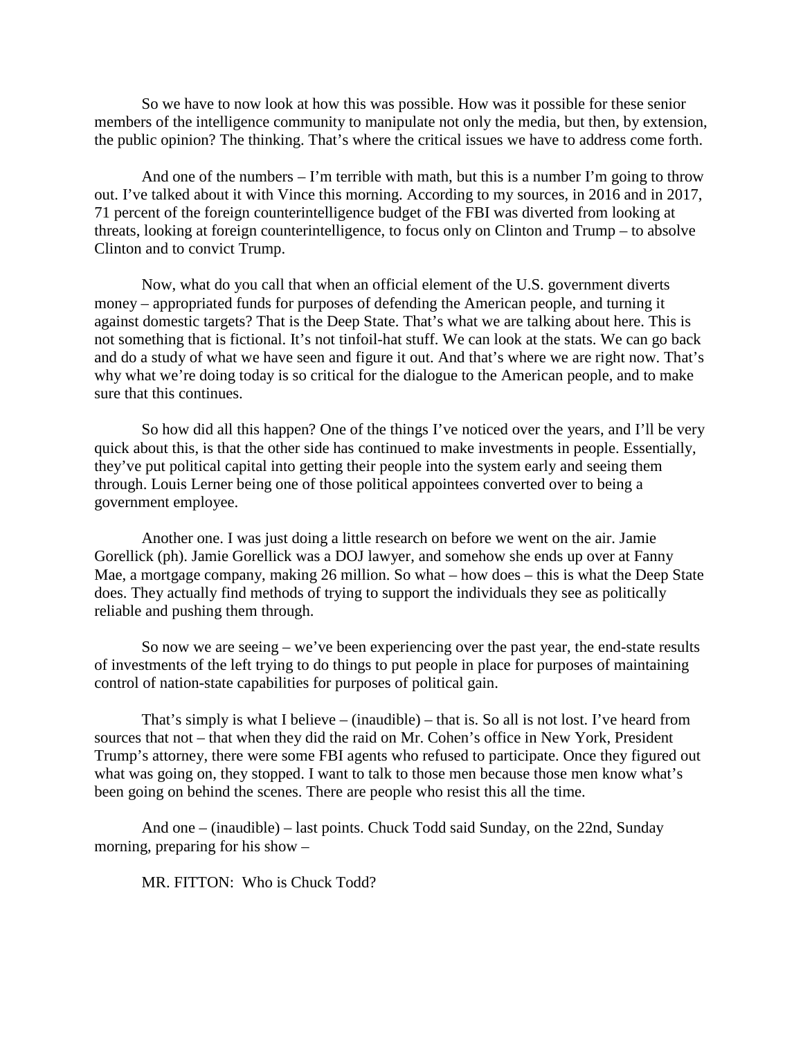So we have to now look at how this was possible. How was it possible for these senior members of the intelligence community to manipulate not only the media, but then, by extension, the public opinion? The thinking. That's where the critical issues we have to address come forth.

And one of the numbers – I'm terrible with math, but this is a number I'm going to throw out. I've talked about it with Vince this morning. According to my sources, in 2016 and in 2017, 71 percent of the foreign counterintelligence budget of the FBI was diverted from looking at threats, looking at foreign counterintelligence, to focus only on Clinton and Trump – to absolve Clinton and to convict Trump.

Now, what do you call that when an official element of the U.S. government diverts money – appropriated funds for purposes of defending the American people, and turning it against domestic targets? That is the Deep State. That's what we are talking about here. This is not something that is fictional. It's not tinfoil-hat stuff. We can look at the stats. We can go back and do a study of what we have seen and figure it out. And that's where we are right now. That's why what we're doing today is so critical for the dialogue to the American people, and to make sure that this continues.

So how did all this happen? One of the things I've noticed over the years, and I'll be very quick about this, is that the other side has continued to make investments in people. Essentially, they've put political capital into getting their people into the system early and seeing them through. Louis Lerner being one of those political appointees converted over to being a government employee.

Another one. I was just doing a little research on before we went on the air. Jamie Gorellick (ph). Jamie Gorellick was a DOJ lawyer, and somehow she ends up over at Fanny Mae, a mortgage company, making 26 million. So what – how does – this is what the Deep State does. They actually find methods of trying to support the individuals they see as politically reliable and pushing them through.

So now we are seeing – we've been experiencing over the past year, the end-state results of investments of the left trying to do things to put people in place for purposes of maintaining control of nation-state capabilities for purposes of political gain.

That's simply is what I believe – (inaudible) – that is. So all is not lost. I've heard from sources that not – that when they did the raid on Mr. Cohen's office in New York, President Trump's attorney, there were some FBI agents who refused to participate. Once they figured out what was going on, they stopped. I want to talk to those men because those men know what's been going on behind the scenes. There are people who resist this all the time.

And one – (inaudible) – last points. Chuck Todd said Sunday, on the 22nd, Sunday morning, preparing for his show –

MR. FITTON: Who is Chuck Todd?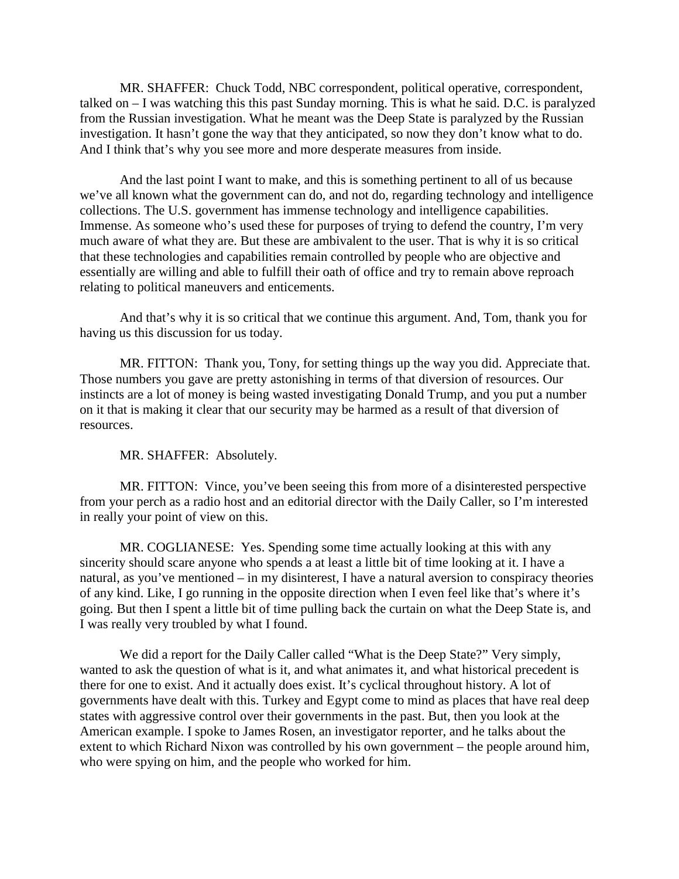MR. SHAFFER: Chuck Todd, NBC correspondent, political operative, correspondent, talked on – I was watching this this past Sunday morning. This is what he said. D.C. is paralyzed from the Russian investigation. What he meant was the Deep State is paralyzed by the Russian investigation. It hasn't gone the way that they anticipated, so now they don't know what to do. And I think that's why you see more and more desperate measures from inside.

And the last point I want to make, and this is something pertinent to all of us because we've all known what the government can do, and not do, regarding technology and intelligence collections. The U.S. government has immense technology and intelligence capabilities. Immense. As someone who's used these for purposes of trying to defend the country, I'm very much aware of what they are. But these are ambivalent to the user. That is why it is so critical that these technologies and capabilities remain controlled by people who are objective and essentially are willing and able to fulfill their oath of office and try to remain above reproach relating to political maneuvers and enticements.

And that's why it is so critical that we continue this argument. And, Tom, thank you for having us this discussion for us today.

MR. FITTON: Thank you, Tony, for setting things up the way you did. Appreciate that. Those numbers you gave are pretty astonishing in terms of that diversion of resources. Our instincts are a lot of money is being wasted investigating Donald Trump, and you put a number on it that is making it clear that our security may be harmed as a result of that diversion of resources.

MR. SHAFFER: Absolutely.

MR. FITTON: Vince, you've been seeing this from more of a disinterested perspective from your perch as a radio host and an editorial director with the Daily Caller, so I'm interested in really your point of view on this.

MR. COGLIANESE: Yes. Spending some time actually looking at this with any sincerity should scare anyone who spends a at least a little bit of time looking at it. I have a natural, as you've mentioned – in my disinterest, I have a natural aversion to conspiracy theories of any kind. Like, I go running in the opposite direction when I even feel like that's where it's going. But then I spent a little bit of time pulling back the curtain on what the Deep State is, and I was really very troubled by what I found.

We did a report for the Daily Caller called "What is the Deep State?" Very simply, wanted to ask the question of what is it, and what animates it, and what historical precedent is there for one to exist. And it actually does exist. It's cyclical throughout history. A lot of governments have dealt with this. Turkey and Egypt come to mind as places that have real deep states with aggressive control over their governments in the past. But, then you look at the American example. I spoke to James Rosen, an investigator reporter, and he talks about the extent to which Richard Nixon was controlled by his own government – the people around him, who were spying on him, and the people who worked for him.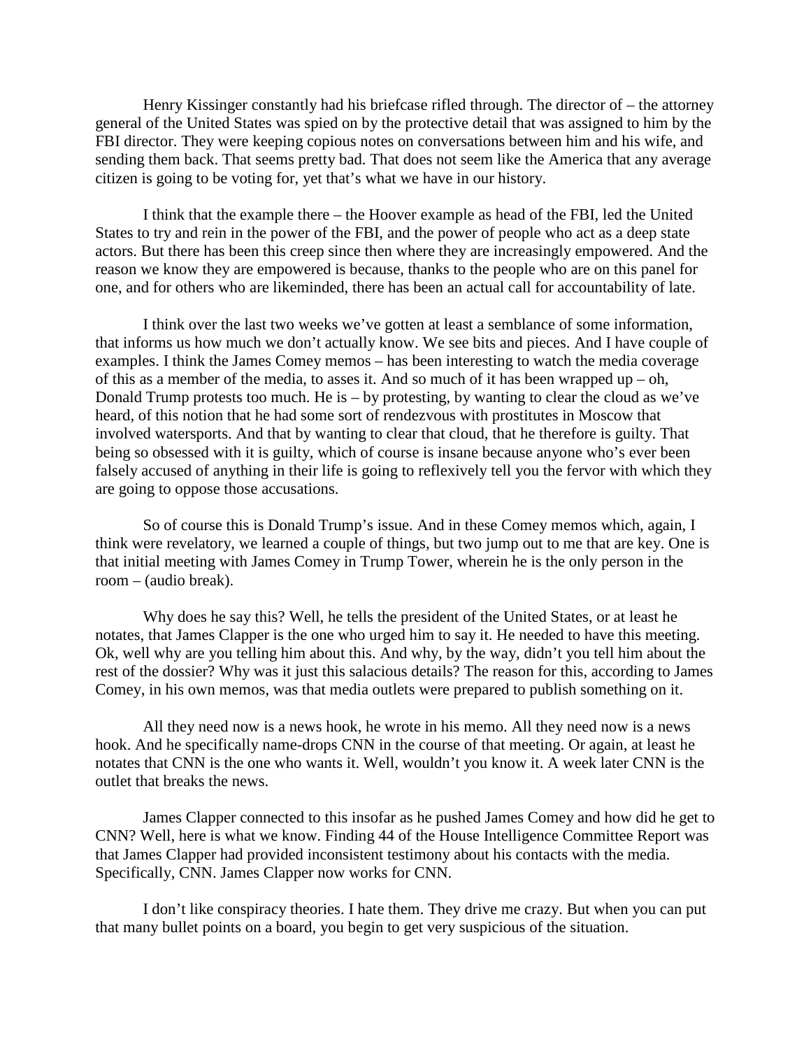Henry Kissinger constantly had his briefcase rifled through. The director of – the attorney general of the United States was spied on by the protective detail that was assigned to him by the FBI director. They were keeping copious notes on conversations between him and his wife, and sending them back. That seems pretty bad. That does not seem like the America that any average citizen is going to be voting for, yet that's what we have in our history.

I think that the example there – the Hoover example as head of the FBI, led the United States to try and rein in the power of the FBI, and the power of people who act as a deep state actors. But there has been this creep since then where they are increasingly empowered. And the reason we know they are empowered is because, thanks to the people who are on this panel for one, and for others who are likeminded, there has been an actual call for accountability of late.

I think over the last two weeks we've gotten at least a semblance of some information, that informs us how much we don't actually know. We see bits and pieces. And I have couple of examples. I think the James Comey memos – has been interesting to watch the media coverage of this as a member of the media, to asses it. And so much of it has been wrapped up – oh, Donald Trump protests too much. He is – by protesting, by wanting to clear the cloud as we've heard, of this notion that he had some sort of rendezvous with prostitutes in Moscow that involved watersports. And that by wanting to clear that cloud, that he therefore is guilty. That being so obsessed with it is guilty, which of course is insane because anyone who's ever been falsely accused of anything in their life is going to reflexively tell you the fervor with which they are going to oppose those accusations.

So of course this is Donald Trump's issue. And in these Comey memos which, again, I think were revelatory, we learned a couple of things, but two jump out to me that are key. One is that initial meeting with James Comey in Trump Tower, wherein he is the only person in the room – (audio break).

Why does he say this? Well, he tells the president of the United States, or at least he notates, that James Clapper is the one who urged him to say it. He needed to have this meeting. Ok, well why are you telling him about this. And why, by the way, didn't you tell him about the rest of the dossier? Why was it just this salacious details? The reason for this, according to James Comey, in his own memos, was that media outlets were prepared to publish something on it.

All they need now is a news hook, he wrote in his memo. All they need now is a news hook. And he specifically name-drops CNN in the course of that meeting. Or again, at least he notates that CNN is the one who wants it. Well, wouldn't you know it. A week later CNN is the outlet that breaks the news.

James Clapper connected to this insofar as he pushed James Comey and how did he get to CNN? Well, here is what we know. Finding 44 of the House Intelligence Committee Report was that James Clapper had provided inconsistent testimony about his contacts with the media. Specifically, CNN. James Clapper now works for CNN.

I don't like conspiracy theories. I hate them. They drive me crazy. But when you can put that many bullet points on a board, you begin to get very suspicious of the situation.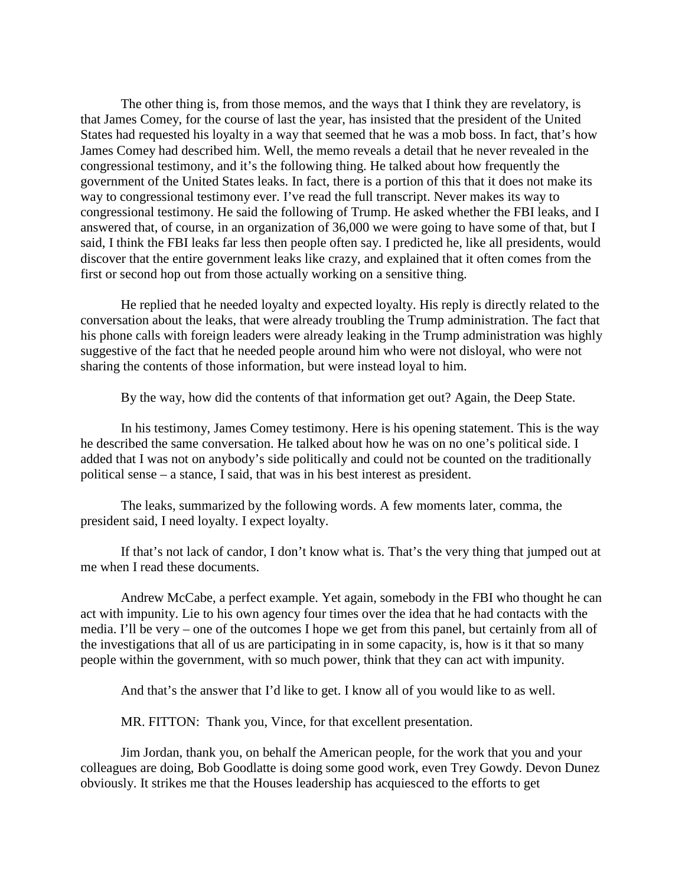The other thing is, from those memos, and the ways that I think they are revelatory, is that James Comey, for the course of last the year, has insisted that the president of the United States had requested his loyalty in a way that seemed that he was a mob boss. In fact, that's how James Comey had described him. Well, the memo reveals a detail that he never revealed in the congressional testimony, and it's the following thing. He talked about how frequently the government of the United States leaks. In fact, there is a portion of this that it does not make its way to congressional testimony ever. I've read the full transcript. Never makes its way to congressional testimony. He said the following of Trump. He asked whether the FBI leaks, and I answered that, of course, in an organization of 36,000 we were going to have some of that, but I said, I think the FBI leaks far less then people often say. I predicted he, like all presidents, would discover that the entire government leaks like crazy, and explained that it often comes from the first or second hop out from those actually working on a sensitive thing.

He replied that he needed loyalty and expected loyalty. His reply is directly related to the conversation about the leaks, that were already troubling the Trump administration. The fact that his phone calls with foreign leaders were already leaking in the Trump administration was highly suggestive of the fact that he needed people around him who were not disloyal, who were not sharing the contents of those information, but were instead loyal to him.

By the way, how did the contents of that information get out? Again, the Deep State.

In his testimony, James Comey testimony. Here is his opening statement. This is the way he described the same conversation. He talked about how he was on no one's political side. I added that I was not on anybody's side politically and could not be counted on the traditionally political sense – a stance, I said, that was in his best interest as president.

The leaks, summarized by the following words. A few moments later, comma, the president said, I need loyalty. I expect loyalty.

If that's not lack of candor, I don't know what is. That's the very thing that jumped out at me when I read these documents.

Andrew McCabe, a perfect example. Yet again, somebody in the FBI who thought he can act with impunity. Lie to his own agency four times over the idea that he had contacts with the media. I'll be very – one of the outcomes I hope we get from this panel, but certainly from all of the investigations that all of us are participating in in some capacity, is, how is it that so many people within the government, with so much power, think that they can act with impunity.

And that's the answer that I'd like to get. I know all of you would like to as well.

MR. FITTON: Thank you, Vince, for that excellent presentation.

Jim Jordan, thank you, on behalf the American people, for the work that you and your colleagues are doing, Bob Goodlatte is doing some good work, even Trey Gowdy. Devon Dunez obviously. It strikes me that the Houses leadership has acquiesced to the efforts to get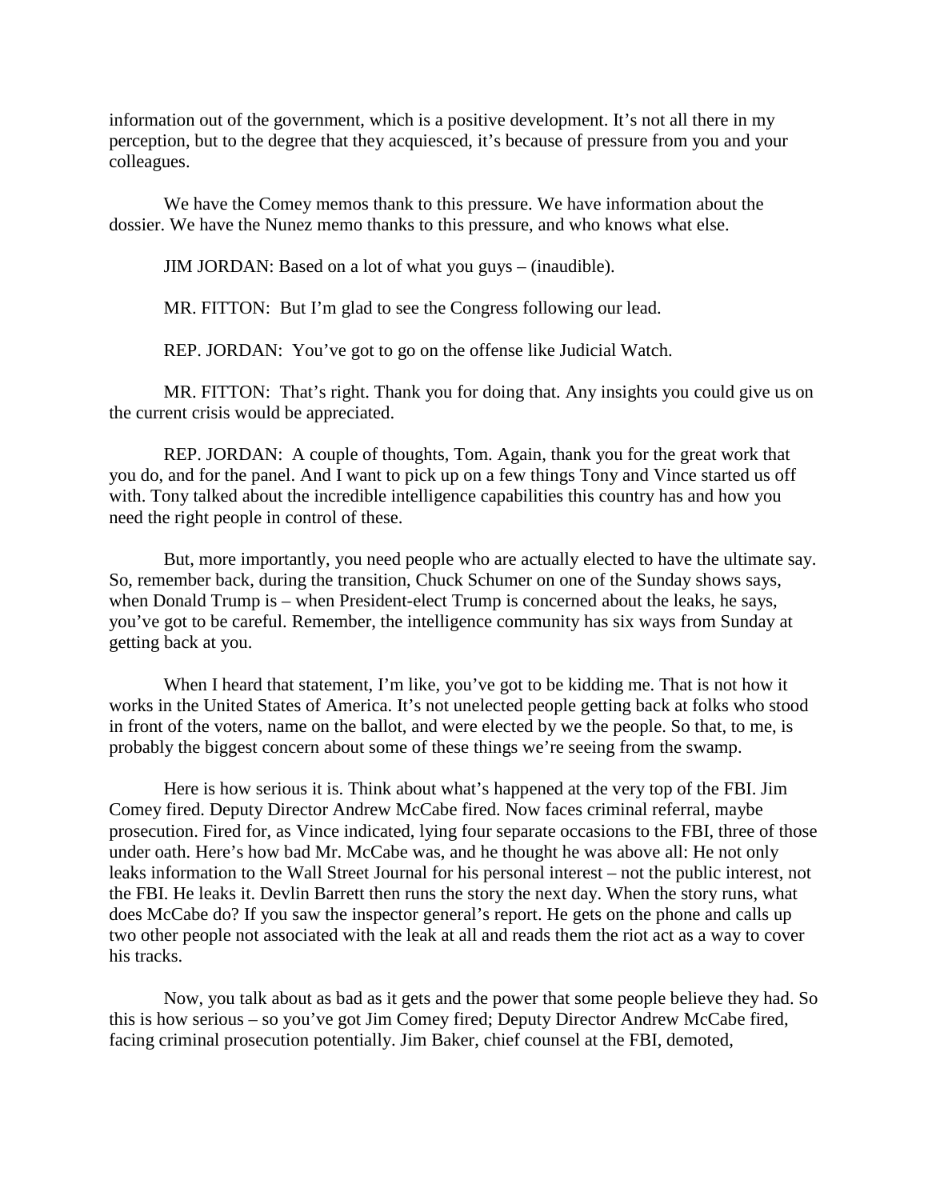information out of the government, which is a positive development. It's not all there in my perception, but to the degree that they acquiesced, it's because of pressure from you and your colleagues.

We have the Comey memos thank to this pressure. We have information about the dossier. We have the Nunez memo thanks to this pressure, and who knows what else.

JIM JORDAN: Based on a lot of what you guys – (inaudible).

MR. FITTON: But I'm glad to see the Congress following our lead.

REP. JORDAN: You've got to go on the offense like Judicial Watch.

MR. FITTON: That's right. Thank you for doing that. Any insights you could give us on the current crisis would be appreciated.

REP. JORDAN: A couple of thoughts, Tom. Again, thank you for the great work that you do, and for the panel. And I want to pick up on a few things Tony and Vince started us off with. Tony talked about the incredible intelligence capabilities this country has and how you need the right people in control of these.

But, more importantly, you need people who are actually elected to have the ultimate say. So, remember back, during the transition, Chuck Schumer on one of the Sunday shows says, when Donald Trump is – when President-elect Trump is concerned about the leaks, he says, you've got to be careful. Remember, the intelligence community has six ways from Sunday at getting back at you.

When I heard that statement, I'm like, you've got to be kidding me. That is not how it works in the United States of America. It's not unelected people getting back at folks who stood in front of the voters, name on the ballot, and were elected by we the people. So that, to me, is probably the biggest concern about some of these things we're seeing from the swamp.

Here is how serious it is. Think about what's happened at the very top of the FBI. Jim Comey fired. Deputy Director Andrew McCabe fired. Now faces criminal referral, maybe prosecution. Fired for, as Vince indicated, lying four separate occasions to the FBI, three of those under oath. Here's how bad Mr. McCabe was, and he thought he was above all: He not only leaks information to the Wall Street Journal for his personal interest – not the public interest, not the FBI. He leaks it. Devlin Barrett then runs the story the next day. When the story runs, what does McCabe do? If you saw the inspector general's report. He gets on the phone and calls up two other people not associated with the leak at all and reads them the riot act as a way to cover his tracks.

Now, you talk about as bad as it gets and the power that some people believe they had. So this is how serious – so you've got Jim Comey fired; Deputy Director Andrew McCabe fired, facing criminal prosecution potentially. Jim Baker, chief counsel at the FBI, demoted,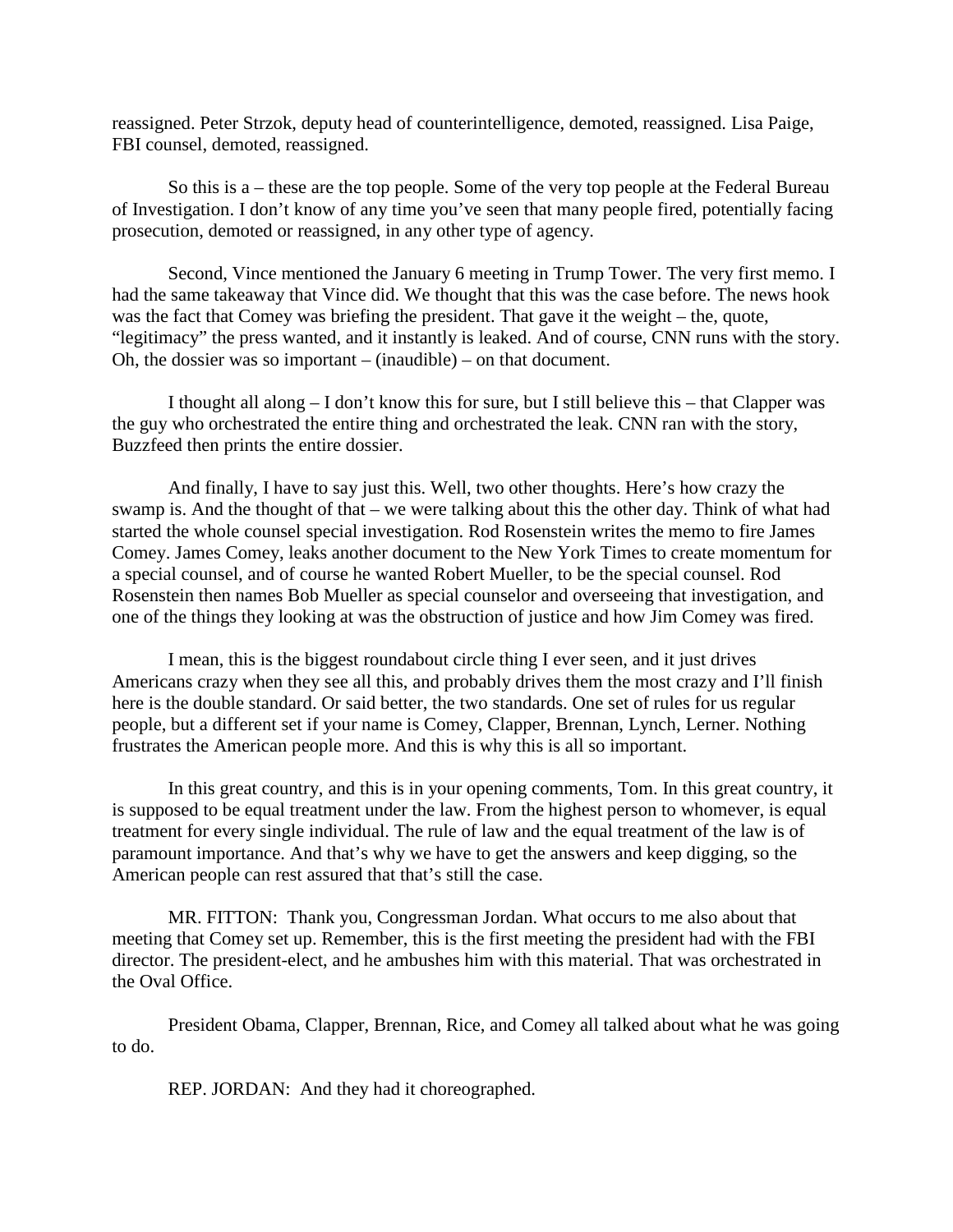reassigned. Peter Strzok, deputy head of counterintelligence, demoted, reassigned. Lisa Paige, FBI counsel, demoted, reassigned.

So this is a – these are the top people. Some of the very top people at the Federal Bureau of Investigation. I don't know of any time you've seen that many people fired, potentially facing prosecution, demoted or reassigned, in any other type of agency.

Second, Vince mentioned the January 6 meeting in Trump Tower. The very first memo. I had the same takeaway that Vince did. We thought that this was the case before. The news hook was the fact that Comey was briefing the president. That gave it the weight – the, quote, "legitimacy" the press wanted, and it instantly is leaked. And of course, CNN runs with the story. Oh, the dossier was so important – (inaudible) – on that document.

I thought all along – I don't know this for sure, but I still believe this – that Clapper was the guy who orchestrated the entire thing and orchestrated the leak. CNN ran with the story, Buzzfeed then prints the entire dossier.

And finally, I have to say just this. Well, two other thoughts. Here's how crazy the swamp is. And the thought of that – we were talking about this the other day. Think of what had started the whole counsel special investigation. Rod Rosenstein writes the memo to fire James Comey. James Comey, leaks another document to the New York Times to create momentum for a special counsel, and of course he wanted Robert Mueller, to be the special counsel. Rod Rosenstein then names Bob Mueller as special counselor and overseeing that investigation, and one of the things they looking at was the obstruction of justice and how Jim Comey was fired.

I mean, this is the biggest roundabout circle thing I ever seen, and it just drives Americans crazy when they see all this, and probably drives them the most crazy and I'll finish here is the double standard. Or said better, the two standards. One set of rules for us regular people, but a different set if your name is Comey, Clapper, Brennan, Lynch, Lerner. Nothing frustrates the American people more. And this is why this is all so important.

In this great country, and this is in your opening comments, Tom. In this great country, it is supposed to be equal treatment under the law. From the highest person to whomever, is equal treatment for every single individual. The rule of law and the equal treatment of the law is of paramount importance. And that's why we have to get the answers and keep digging, so the American people can rest assured that that's still the case.

MR. FITTON: Thank you, Congressman Jordan. What occurs to me also about that meeting that Comey set up. Remember, this is the first meeting the president had with the FBI director. The president-elect, and he ambushes him with this material. That was orchestrated in the Oval Office.

President Obama, Clapper, Brennan, Rice, and Comey all talked about what he was going to do.

REP. JORDAN: And they had it choreographed.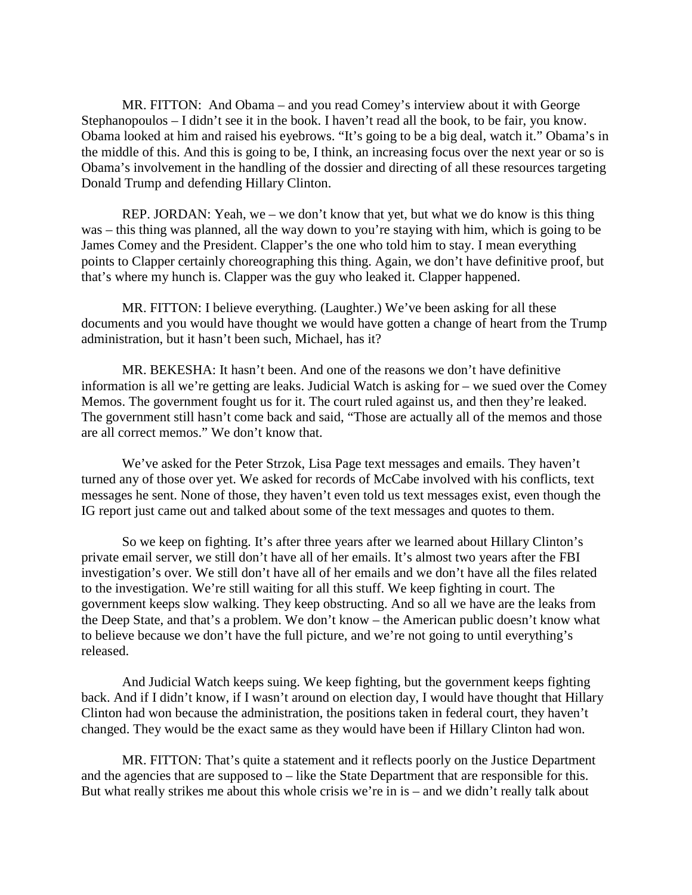MR. FITTON: And Obama – and you read Comey's interview about it with George Stephanopoulos – I didn't see it in the book. I haven't read all the book, to be fair, you know. Obama looked at him and raised his eyebrows. "It's going to be a big deal, watch it." Obama's in the middle of this. And this is going to be, I think, an increasing focus over the next year or so is Obama's involvement in the handling of the dossier and directing of all these resources targeting Donald Trump and defending Hillary Clinton.

REP. JORDAN: Yeah, we – we don't know that yet, but what we do know is this thing was – this thing was planned, all the way down to you're staying with him, which is going to be James Comey and the President. Clapper's the one who told him to stay. I mean everything points to Clapper certainly choreographing this thing. Again, we don't have definitive proof, but that's where my hunch is. Clapper was the guy who leaked it. Clapper happened.

MR. FITTON: I believe everything. (Laughter.) We've been asking for all these documents and you would have thought we would have gotten a change of heart from the Trump administration, but it hasn't been such, Michael, has it?

MR. BEKESHA: It hasn't been. And one of the reasons we don't have definitive information is all we're getting are leaks. Judicial Watch is asking for – we sued over the Comey Memos. The government fought us for it. The court ruled against us, and then they're leaked. The government still hasn't come back and said, "Those are actually all of the memos and those are all correct memos." We don't know that.

We've asked for the Peter Strzok, Lisa Page text messages and emails. They haven't turned any of those over yet. We asked for records of McCabe involved with his conflicts, text messages he sent. None of those, they haven't even told us text messages exist, even though the IG report just came out and talked about some of the text messages and quotes to them.

So we keep on fighting. It's after three years after we learned about Hillary Clinton's private email server, we still don't have all of her emails. It's almost two years after the FBI investigation's over. We still don't have all of her emails and we don't have all the files related to the investigation. We're still waiting for all this stuff. We keep fighting in court. The government keeps slow walking. They keep obstructing. And so all we have are the leaks from the Deep State, and that's a problem. We don't know – the American public doesn't know what to believe because we don't have the full picture, and we're not going to until everything's released.

And Judicial Watch keeps suing. We keep fighting, but the government keeps fighting back. And if I didn't know, if I wasn't around on election day, I would have thought that Hillary Clinton had won because the administration, the positions taken in federal court, they haven't changed. They would be the exact same as they would have been if Hillary Clinton had won.

MR. FITTON: That's quite a statement and it reflects poorly on the Justice Department and the agencies that are supposed to – like the State Department that are responsible for this. But what really strikes me about this whole crisis we're in is – and we didn't really talk about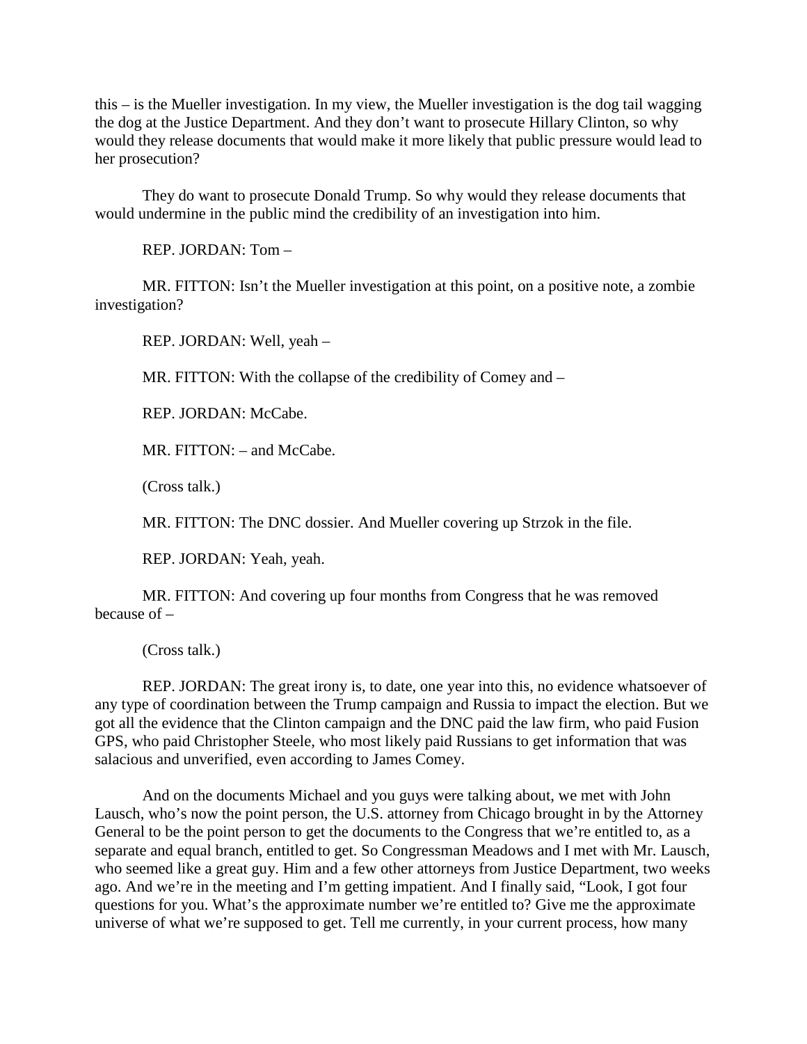this – is the Mueller investigation. In my view, the Mueller investigation is the dog tail wagging the dog at the Justice Department. And they don't want to prosecute Hillary Clinton, so why would they release documents that would make it more likely that public pressure would lead to her prosecution?

They do want to prosecute Donald Trump. So why would they release documents that would undermine in the public mind the credibility of an investigation into him.

REP. JORDAN: Tom –

MR. FITTON: Isn't the Mueller investigation at this point, on a positive note, a zombie investigation?

REP. JORDAN: Well, yeah –

MR. FITTON: With the collapse of the credibility of Comey and –

REP. JORDAN: McCabe.

MR. FITTON: – and McCabe.

(Cross talk.)

MR. FITTON: The DNC dossier. And Mueller covering up Strzok in the file.

REP. JORDAN: Yeah, yeah.

MR. FITTON: And covering up four months from Congress that he was removed because of –

(Cross talk.)

REP. JORDAN: The great irony is, to date, one year into this, no evidence whatsoever of any type of coordination between the Trump campaign and Russia to impact the election. But we got all the evidence that the Clinton campaign and the DNC paid the law firm, who paid Fusion GPS, who paid Christopher Steele, who most likely paid Russians to get information that was salacious and unverified, even according to James Comey.

And on the documents Michael and you guys were talking about, we met with John Lausch, who's now the point person, the U.S. attorney from Chicago brought in by the Attorney General to be the point person to get the documents to the Congress that we're entitled to, as a separate and equal branch, entitled to get. So Congressman Meadows and I met with Mr. Lausch, who seemed like a great guy. Him and a few other attorneys from Justice Department, two weeks ago. And we're in the meeting and I'm getting impatient. And I finally said, "Look, I got four questions for you. What's the approximate number we're entitled to? Give me the approximate universe of what we're supposed to get. Tell me currently, in your current process, how many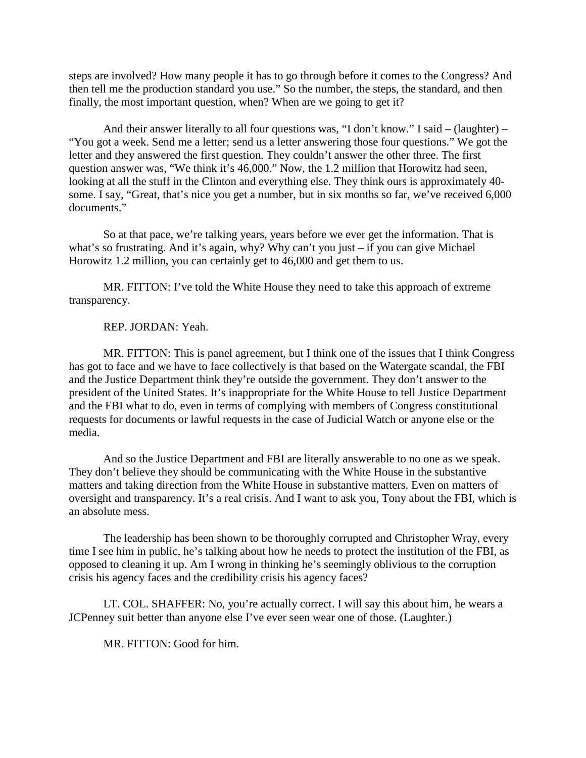steps are involved? How many people it has to go through before it comes to the Congress? And then tell me the production standard you use." So the number, the steps, the standard, and then finally, the most important question, when? When are we going to get it?

And their answer literally to all four questions was, "I don't know." I said – (laughter) – "You got a week. Send me a letter; send us a letter answering those four questions." We got the letter and they answered the first question. They couldn't answer the other three. The first question answer was, "We think it's 46,000." Now, the 1.2 million that Horowitz had seen, looking at all the stuff in the Clinton and everything else. They think ours is approximately 40-some. I say, "Great, that's nice you get a number, but in six months so far, we've received 6,000 documents."

So at that pace, we're talking years, years before we ever get the information. That is what's so frustrating. And it's again, why? Why can't you just – if you can give Michael Horowitz 1.2 million, you can certainly get to 46,000 and get them to us.

MR. FITTON: I've told the White House they need to take this approach of extreme transparency.

REP. JORDAN: Yeah.

MR. FITTON: This is panel agreement, but I think one of the issues that I think Congress has got to face and we have to face collectively is that based on the Watergate scandal, the FBI and the Justice Department think they're outside the government. They don't answer to the president of the United States. It's inappropriate for the White House to tell Justice Department and the FBI what to do, even in terms of complying with members of Congress constitutional requests for documents or lawful requests in the case of Judicial Watch or anyone else or the media.

And so the Justice Department and FBI are literally answerable to no one as we speak. They don't believe they should be communicating with the White House in the substantive matters and taking direction from the White House in substantive matters. Even on matters of oversight and transparency. It's a real crisis. And I want to ask you, Tony about the FBI, which is an absolute mess.

The leadership has been shown to be thoroughly corrupted and Christopher Wray, every time I see him in public, he's talking about how he needs to protect the institution of the FBI, as opposed to cleaning it up. Am I wrong in thinking he's seemingly oblivious to the corruption crisis his agency faces and the credibility crisis his agency faces?

LT. COL. SHAFFER: No, you're actually correct. I will say this about him, he wears a JCPenney suit better than anyone else I've ever seen wear one of those. (Laughter.)

MR. FITTON: Good for him.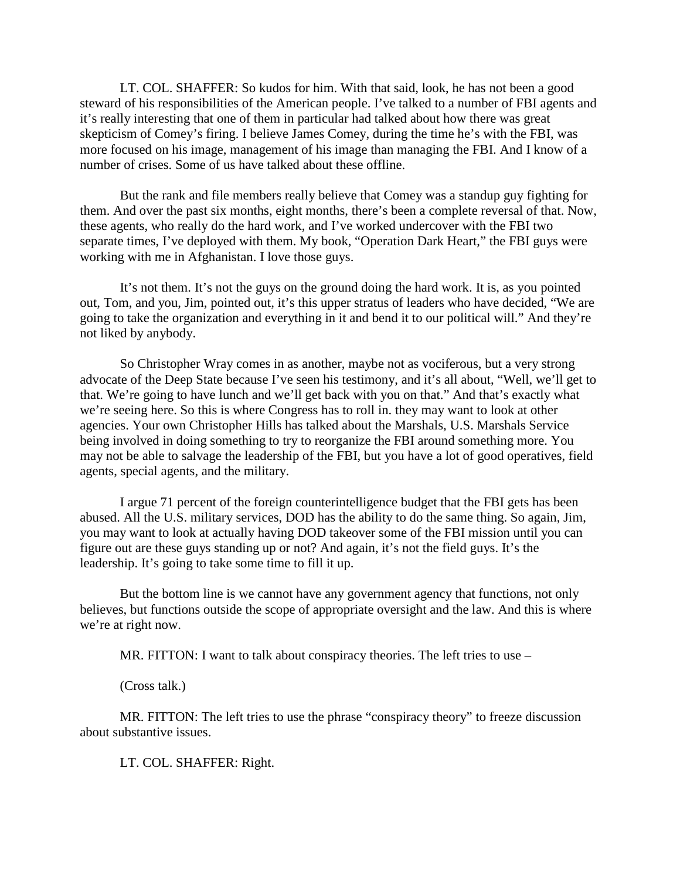LT. COL. SHAFFER: So kudos for him. With that said, look, he has not been a good steward of his responsibilities of the American people. I've talked to a number of FBI agents and it's really interesting that one of them in particular had talked about how there was great skepticism of Comey's firing. I believe James Comey, during the time he's with the FBI, was more focused on his image, management of his image than managing the FBI. And I know of a number of crises. Some of us have talked about these offline.

But the rank and file members really believe that Comey was a standup guy fighting for them. And over the past six months, eight months, there's been a complete reversal of that. Now, these agents, who really do the hard work, and I've worked undercover with the FBI two separate times, I've deployed with them. My book, "Operation Dark Heart," the FBI guys were working with me in Afghanistan. I love those guys.

It's not them. It's not the guys on the ground doing the hard work. It is, as you pointed out, Tom, and you, Jim, pointed out, it's this upper stratus of leaders who have decided, "We are going to take the organization and everything in it and bend it to our political will." And they're not liked by anybody.

So Christopher Wray comes in as another, maybe not as vociferous, but a very strong advocate of the Deep State because I've seen his testimony, and it's all about, "Well, we'll get to that. We're going to have lunch and we'll get back with you on that." And that's exactly what we're seeing here. So this is where Congress has to roll in. they may want to look at other agencies. Your own Christopher Hills has talked about the Marshals, U.S. Marshals Service being involved in doing something to try to reorganize the FBI around something more. You may not be able to salvage the leadership of the FBI, but you have a lot of good operatives, field agents, special agents, and the military.

I argue 71 percent of the foreign counterintelligence budget that the FBI gets has been abused. All the U.S. military services, DOD has the ability to do the same thing. So again, Jim, you may want to look at actually having DOD takeover some of the FBI mission until you can figure out are these guys standing up or not? And again, it's not the field guys. It's the leadership. It's going to take some time to fill it up.

But the bottom line is we cannot have any government agency that functions, not only believes, but functions outside the scope of appropriate oversight and the law. And this is where we're at right now.

MR. FITTON: I want to talk about conspiracy theories. The left tries to use –

(Cross talk.)

MR. FITTON: The left tries to use the phrase "conspiracy theory" to freeze discussion about substantive issues.

LT. COL. SHAFFER: Right.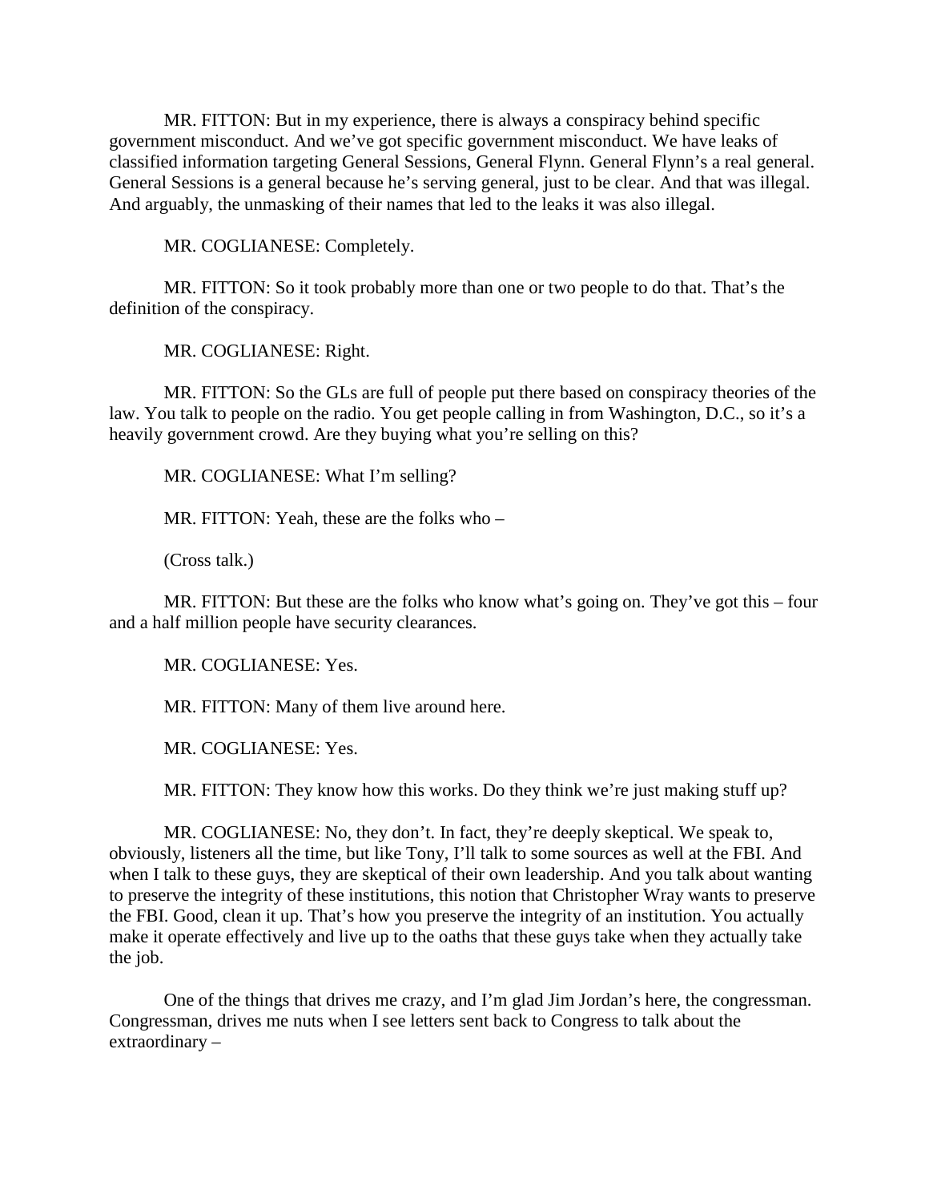MR. FITTON: But in my experience, there is always a conspiracy behind specific government misconduct. And we've got specific government misconduct. We have leaks of classified information targeting General Sessions, General Flynn. General Flynn's a real general. General Sessions is a general because he's serving general, just to be clear. And that was illegal. And arguably, the unmasking of their names that led to the leaks it was also illegal.

MR. COGLIANESE: Completely.

MR. FITTON: So it took probably more than one or two people to do that. That's the definition of the conspiracy.

MR. COGLIANESE: Right.

MR. FITTON: So the GLs are full of people put there based on conspiracy theories of the law. You talk to people on the radio. You get people calling in from Washington, D.C., so it's a heavily government crowd. Are they buying what you're selling on this?

MR. COGLIANESE: What I'm selling?

MR. FITTON: Yeah, these are the folks who –

(Cross talk.)

MR. FITTON: But these are the folks who know what's going on. They've got this – four and a half million people have security clearances.

MR. COGLIANESE: Yes.

MR. FITTON: Many of them live around here.

MR. COGLIANESE: Yes.

MR. FITTON: They know how this works. Do they think we're just making stuff up?

MR. COGLIANESE: No, they don't. In fact, they're deeply skeptical. We speak to, obviously, listeners all the time, but like Tony, I'll talk to some sources as well at the FBI. And when I talk to these guys, they are skeptical of their own leadership. And you talk about wanting to preserve the integrity of these institutions, this notion that Christopher Wray wants to preserve the FBI. Good, clean it up. That's how you preserve the integrity of an institution. You actually make it operate effectively and live up to the oaths that these guys take when they actually take the job.

One of the things that drives me crazy, and I'm glad Jim Jordan's here, the congressman. Congressman, drives me nuts when I see letters sent back to Congress to talk about the extraordinary –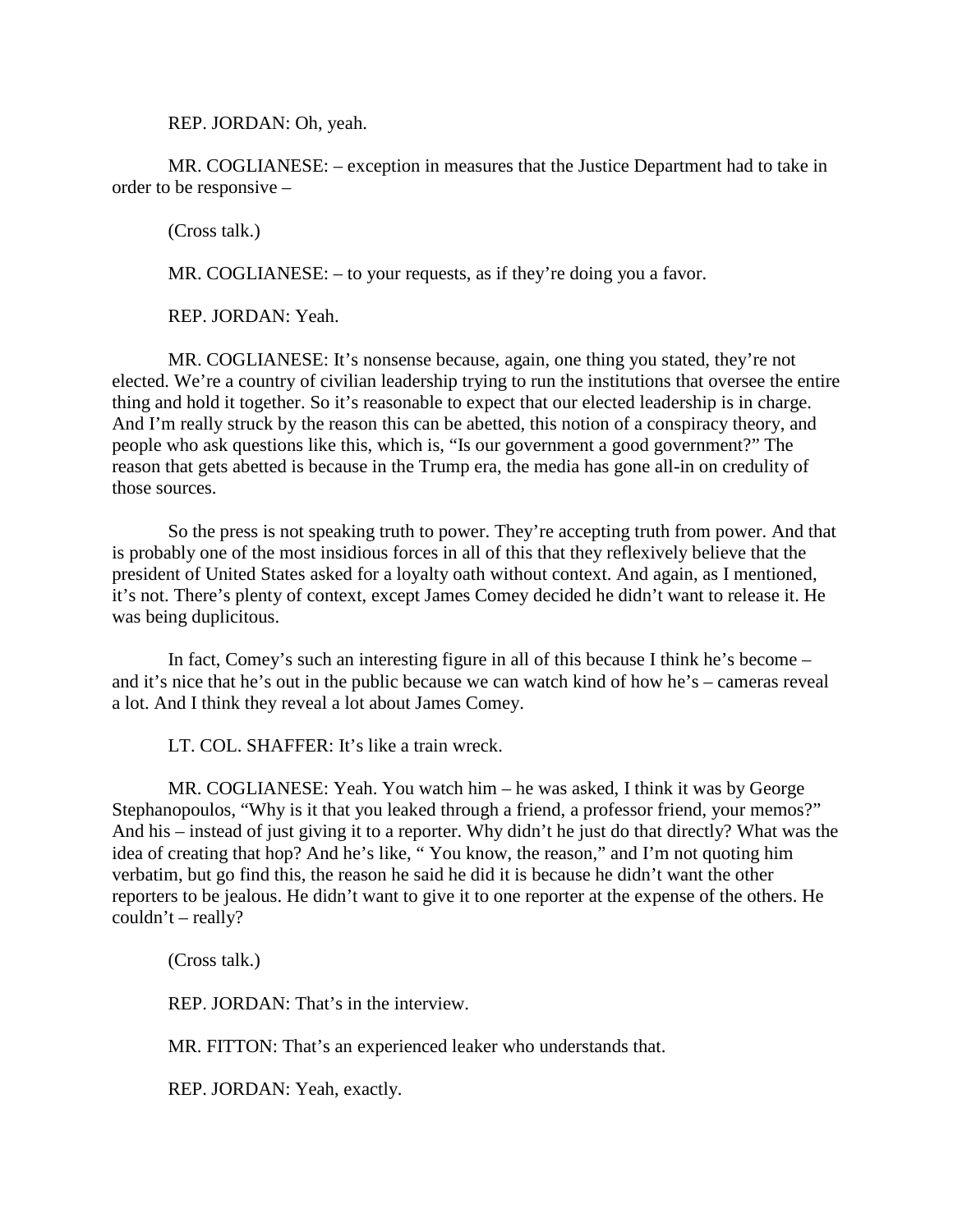REP. JORDAN: Oh, yeah.

MR. COGLIANESE: – exception in measures that the Justice Department had to take in order to be responsive –

(Cross talk.)

MR. COGLIANESE: – to your requests, as if they're doing you a favor.

REP. JORDAN: Yeah.

MR. COGLIANESE: It's nonsense because, again, one thing you stated, they're not elected. We're a country of civilian leadership trying to run the institutions that oversee the entire thing and hold it together. So it's reasonable to expect that our elected leadership is in charge. And I'm really struck by the reason this can be abetted, this notion of a conspiracy theory, and people who ask questions like this, which is, "Is our government a good government?" The reason that gets abetted is because in the Trump era, the media has gone all-in on credulity of those sources.

So the press is not speaking truth to power. They're accepting truth from power. And that is probably one of the most insidious forces in all of this that they reflexively believe that the president of United States asked for a loyalty oath without context. And again, as I mentioned, it's not. There's plenty of context, except James Comey decided he didn't want to release it. He was being duplicitous.

In fact, Comey's such an interesting figure in all of this because I think he's become – and it's nice that he's out in the public because we can watch kind of how he's – cameras reveal a lot. And I think they reveal a lot about James Comey.

LT. COL. SHAFFER: It's like a train wreck.

MR. COGLIANESE: Yeah. You watch him – he was asked, I think it was by George Stephanopoulos, "Why is it that you leaked through a friend, a professor friend, your memos?" And his – instead of just giving it to a reporter. Why didn't he just do that directly? What was the idea of creating that hop? And he's like, " You know, the reason," and I'm not quoting him verbatim, but go find this, the reason he said he did it is because he didn't want the other reporters to be jealous. He didn't want to give it to one reporter at the expense of the others. He couldn't – really?

(Cross talk.)

REP. JORDAN: That's in the interview.

MR. FITTON: That's an experienced leaker who understands that.

REP. JORDAN: Yeah, exactly.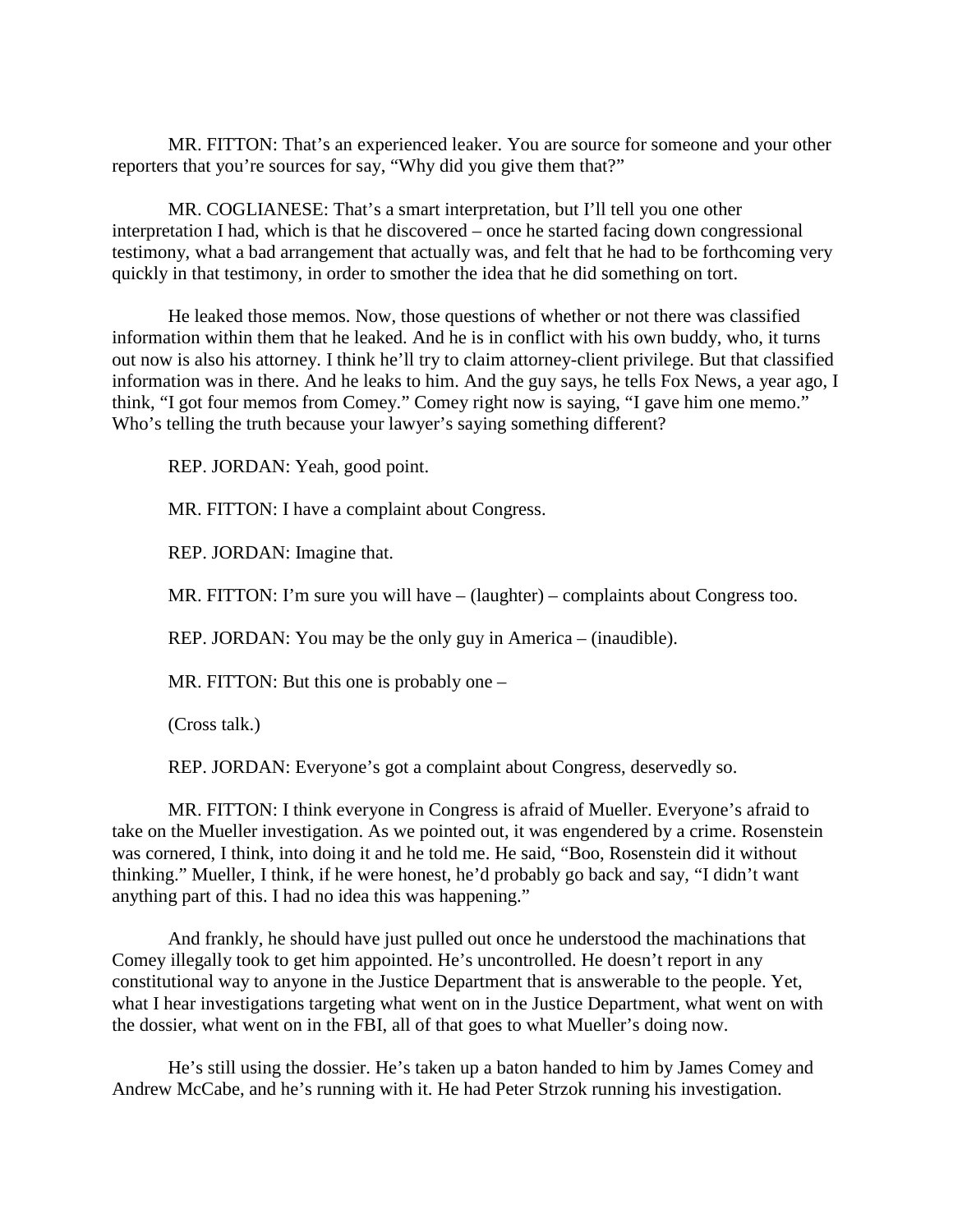MR. FITTON: That's an experienced leaker. You are source for someone and your other reporters that you're sources for say, "Why did you give them that?"

MR. COGLIANESE: That's a smart interpretation, but I'll tell you one other interpretation I had, which is that he discovered – once he started facing down congressional testimony, what a bad arrangement that actually was, and felt that he had to be forthcoming very quickly in that testimony, in order to smother the idea that he did something on tort.

He leaked those memos. Now, those questions of whether or not there was classified information within them that he leaked. And he is in conflict with his own buddy, who, it turns out now is also his attorney. I think he'll try to claim attorney-client privilege. But that classified information was in there. And he leaks to him. And the guy says, he tells Fox News, a year ago, I think, "I got four memos from Comey." Comey right now is saying, "I gave him one memo." Who's telling the truth because your lawyer's saying something different?

REP. JORDAN: Yeah, good point.

MR. FITTON: I have a complaint about Congress.

REP. JORDAN: Imagine that.

MR. FITTON: I'm sure you will have – (laughter) – complaints about Congress too.

REP. JORDAN: You may be the only guy in America – (inaudible).

MR. FITTON: But this one is probably one –

(Cross talk.)

REP. JORDAN: Everyone's got a complaint about Congress, deservedly so.

MR. FITTON: I think everyone in Congress is afraid of Mueller. Everyone's afraid to take on the Mueller investigation. As we pointed out, it was engendered by a crime. Rosenstein was cornered, I think, into doing it and he told me. He said, "Boo, Rosenstein did it without thinking." Mueller, I think, if he were honest, he'd probably go back and say, "I didn't want anything part of this. I had no idea this was happening."

And frankly, he should have just pulled out once he understood the machinations that Comey illegally took to get him appointed. He's uncontrolled. He doesn't report in any constitutional way to anyone in the Justice Department that is answerable to the people. Yet, what I hear investigations targeting what went on in the Justice Department, what went on with the dossier, what went on in the FBI, all of that goes to what Mueller's doing now.

He's still using the dossier. He's taken up a baton handed to him by James Comey and Andrew McCabe, and he's running with it. He had Peter Strzok running his investigation.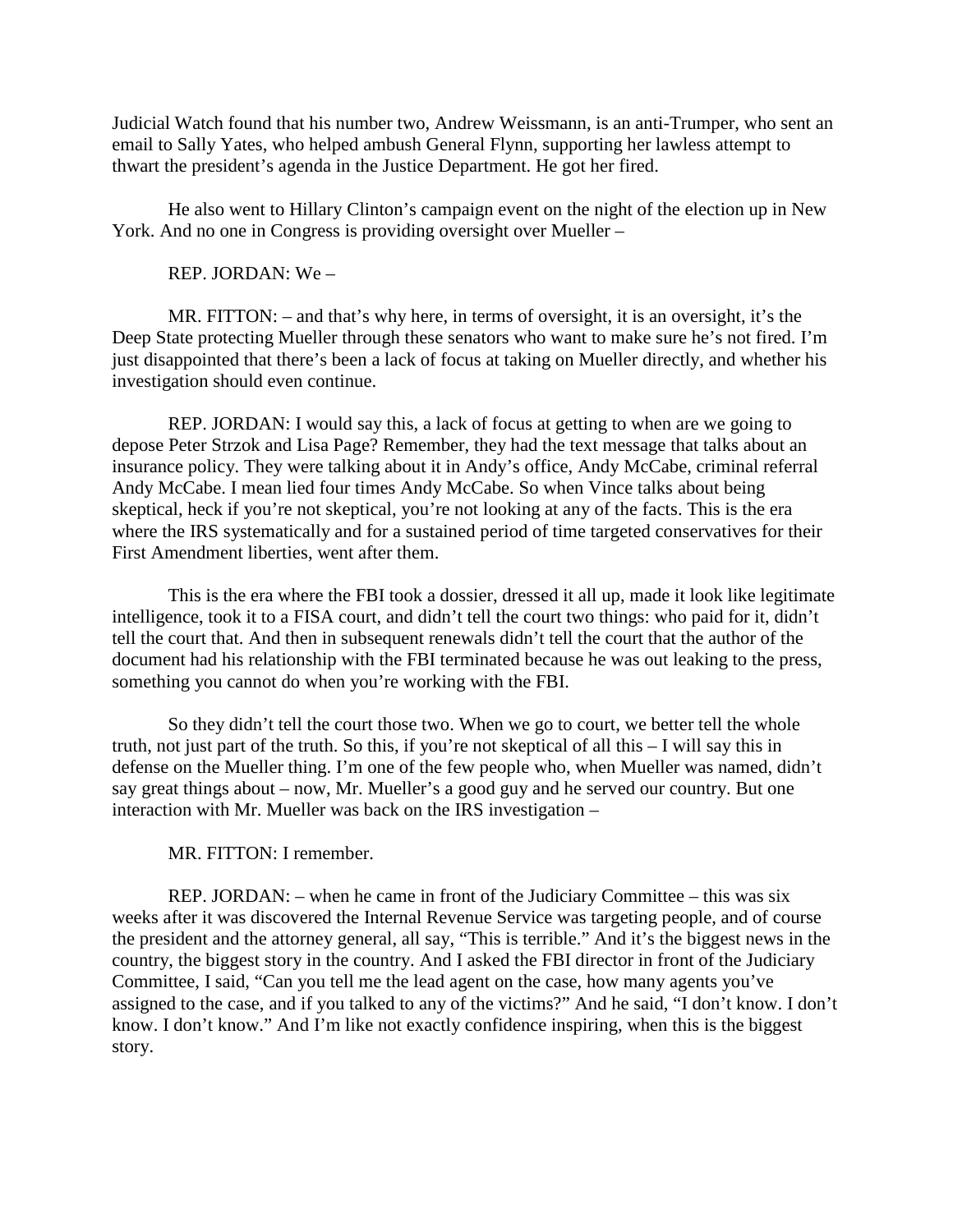Judicial Watch found that his number two, Andrew Weissmann, is an anti-Trumper, who sent an email to Sally Yates, who helped ambush General Flynn, supporting her lawless attempt to thwart the president's agenda in the Justice Department. He got her fired.

He also went to Hillary Clinton's campaign event on the night of the election up in New York. And no one in Congress is providing oversight over Mueller –

REP. JORDAN: We –

MR. FITTON: – and that's why here, in terms of oversight, it is an oversight, it's the Deep State protecting Mueller through these senators who want to make sure he's not fired. I'm just disappointed that there's been a lack of focus at taking on Mueller directly, and whether his investigation should even continue.

REP. JORDAN: I would say this, a lack of focus at getting to when are we going to depose Peter Strzok and Lisa Page? Remember, they had the text message that talks about an insurance policy. They were talking about it in Andy's office, Andy McCabe, criminal referral Andy McCabe. I mean lied four times Andy McCabe. So when Vince talks about being skeptical, heck if you're not skeptical, you're not looking at any of the facts. This is the era where the IRS systematically and for a sustained period of time targeted conservatives for their First Amendment liberties, went after them.

This is the era where the FBI took a dossier, dressed it all up, made it look like legitimate intelligence, took it to a FISA court, and didn't tell the court two things: who paid for it, didn't tell the court that. And then in subsequent renewals didn't tell the court that the author of the document had his relationship with the FBI terminated because he was out leaking to the press, something you cannot do when you're working with the FBI.

So they didn't tell the court those two. When we go to court, we better tell the whole truth, not just part of the truth. So this, if you're not skeptical of all this – I will say this in defense on the Mueller thing. I'm one of the few people who, when Mueller was named, didn't say great things about – now, Mr. Mueller's a good guy and he served our country. But one interaction with Mr. Mueller was back on the IRS investigation –

MR. FITTON: I remember.

REP. JORDAN: – when he came in front of the Judiciary Committee – this was six weeks after it was discovered the Internal Revenue Service was targeting people, and of course the president and the attorney general, all say, "This is terrible." And it's the biggest news in the country, the biggest story in the country. And I asked the FBI director in front of the Judiciary Committee, I said, "Can you tell me the lead agent on the case, how many agents you've assigned to the case, and if you talked to any of the victims?" And he said, "I don't know. I don't know. I don't know." And I'm like not exactly confidence inspiring, when this is the biggest story.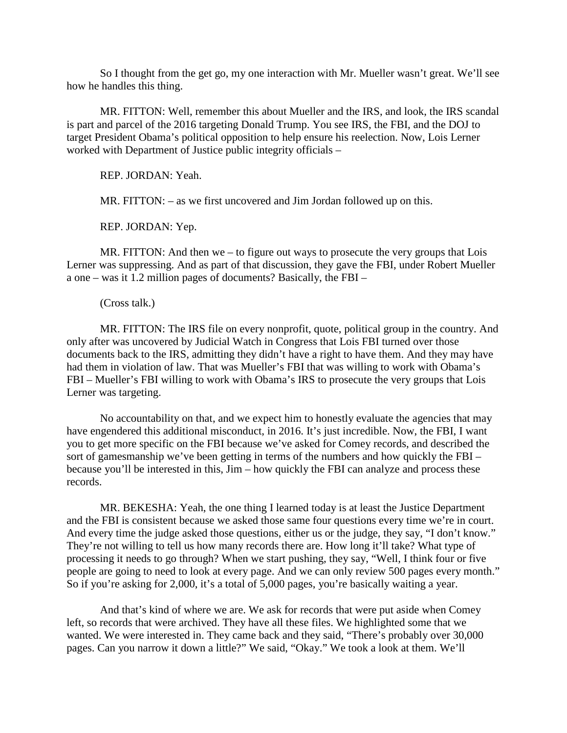So I thought from the get go, my one interaction with Mr. Mueller wasn't great. We'll see how he handles this thing.

MR. FITTON: Well, remember this about Mueller and the IRS, and look, the IRS scandal is part and parcel of the 2016 targeting Donald Trump. You see IRS, the FBI, and the DOJ to target President Obama's political opposition to help ensure his reelection. Now, Lois Lerner worked with Department of Justice public integrity officials –

REP. JORDAN: Yeah.

MR. FITTON: – as we first uncovered and Jim Jordan followed up on this.

REP. JORDAN: Yep.

MR. FITTON: And then we – to figure out ways to prosecute the very groups that Lois Lerner was suppressing. And as part of that discussion, they gave the FBI, under Robert Mueller a one – was it 1.2 million pages of documents? Basically, the FBI –

(Cross talk.)

MR. FITTON: The IRS file on every nonprofit, quote, political group in the country. And only after was uncovered by Judicial Watch in Congress that Lois FBI turned over those documents back to the IRS, admitting they didn't have a right to have them. And they may have had them in violation of law. That was Mueller's FBI that was willing to work with Obama's FBI – Mueller's FBI willing to work with Obama's IRS to prosecute the very groups that Lois Lerner was targeting.

No accountability on that, and we expect him to honestly evaluate the agencies that may have engendered this additional misconduct, in 2016. It's just incredible. Now, the FBI, I want you to get more specific on the FBI because we've asked for Comey records, and described the sort of gamesmanship we've been getting in terms of the numbers and how quickly the FBI – because you'll be interested in this, Jim – how quickly the FBI can analyze and process these records.

MR. BEKESHA: Yeah, the one thing I learned today is at least the Justice Department and the FBI is consistent because we asked those same four questions every time we're in court. And every time the judge asked those questions, either us or the judge, they say, "I don't know." They're not willing to tell us how many records there are. How long it'll take? What type of processing it needs to go through? When we start pushing, they say, "Well, I think four or five people are going to need to look at every page. And we can only review 500 pages every month." So if you're asking for 2,000, it's a total of 5,000 pages, you're basically waiting a year.

And that's kind of where we are. We ask for records that were put aside when Comey left, so records that were archived. They have all these files. We highlighted some that we wanted. We were interested in. They came back and they said, "There's probably over 30,000 pages. Can you narrow it down a little?" We said, "Okay." We took a look at them. We'll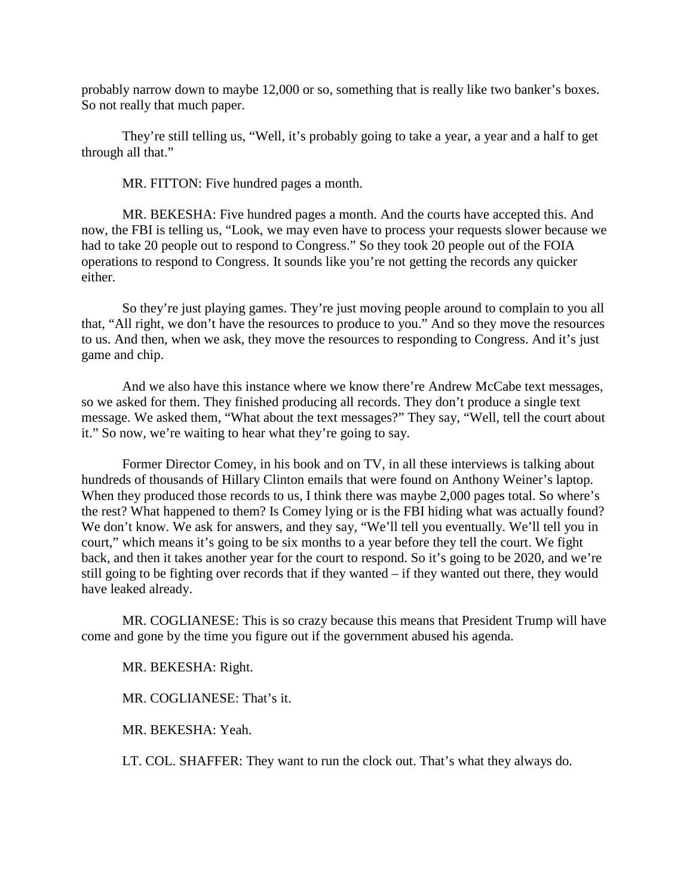probably narrow down to maybe 12,000 or so, something that is really like two banker's boxes. So not really that much paper.

They're still telling us, "Well, it's probably going to take a year, a year and a half to get through all that."

MR. FITTON: Five hundred pages a month.

MR. BEKESHA: Five hundred pages a month. And the courts have accepted this. And now, the FBI is telling us, "Look, we may even have to process your requests slower because we had to take 20 people out to respond to Congress." So they took 20 people out of the FOIA operations to respond to Congress. It sounds like you're not getting the records any quicker either.

So they're just playing games. They're just moving people around to complain to you all that, "All right, we don't have the resources to produce to you." And so they move the resources to us. And then, when we ask, they move the resources to responding to Congress. And it's just game and chip.

And we also have this instance where we know there're Andrew McCabe text messages, so we asked for them. They finished producing all records. They don't produce a single text message. We asked them, "What about the text messages?" They say, "Well, tell the court about it." So now, we're waiting to hear what they're going to say.

Former Director Comey, in his book and on TV, in all these interviews is talking about hundreds of thousands of Hillary Clinton emails that were found on Anthony Weiner's laptop. When they produced those records to us, I think there was maybe 2,000 pages total. So where's the rest? What happened to them? Is Comey lying or is the FBI hiding what was actually found? We don't know. We ask for answers, and they say, "We'll tell you eventually. We'll tell you in court," which means it's going to be six months to a year before they tell the court. We fight back, and then it takes another year for the court to respond. So it's going to be 2020, and we're still going to be fighting over records that if they wanted – if they wanted out there, they would have leaked already.

MR. COGLIANESE: This is so crazy because this means that President Trump will have come and gone by the time you figure out if the government abused his agenda.

MR. BEKESHA: Right.

MR. COGLIANESE: That's it.

MR. BEKESHA: Yeah.

LT. COL. SHAFFER: They want to run the clock out. That's what they always do.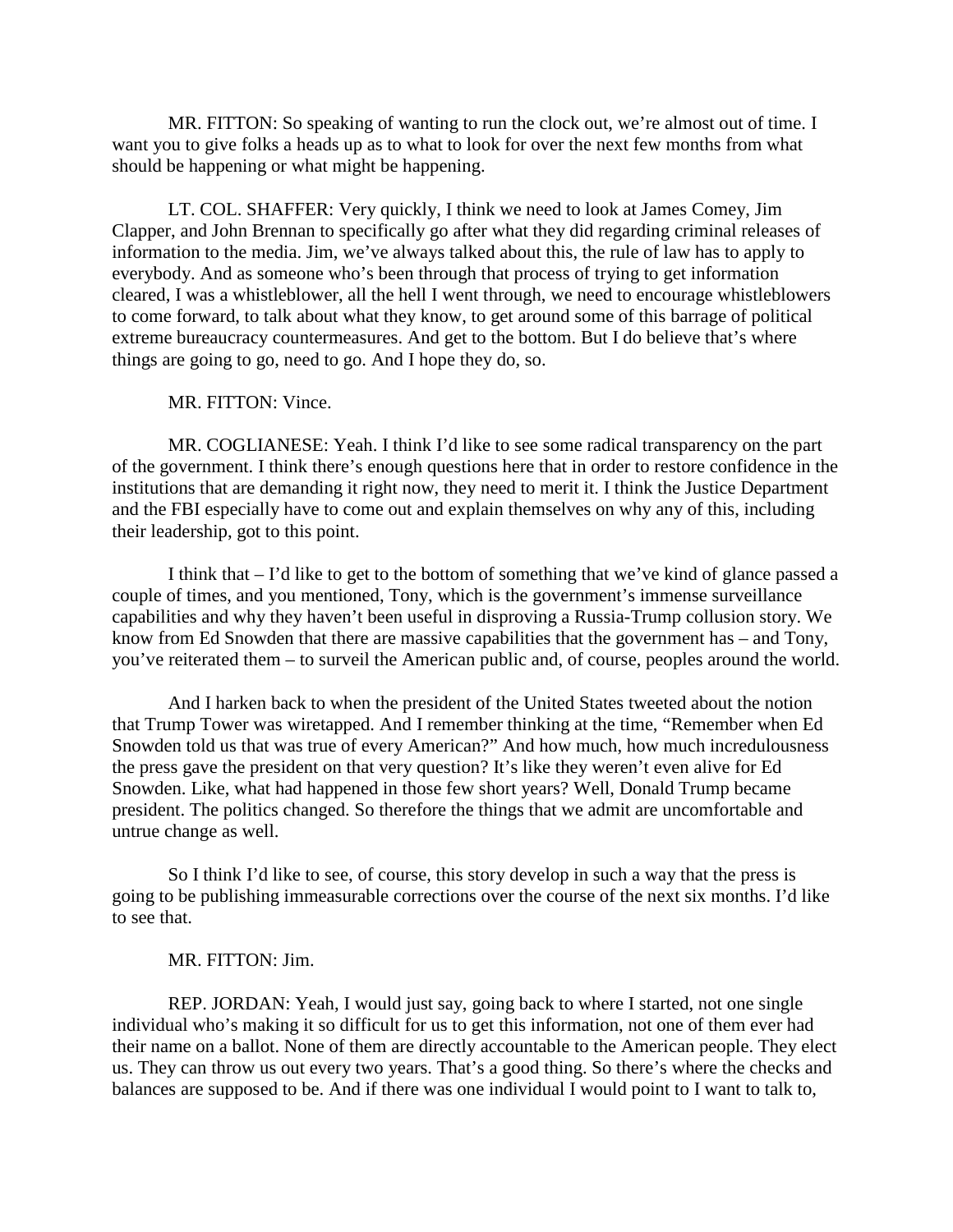MR. FITTON: So speaking of wanting to run the clock out, we're almost out of time. I want you to give folks a heads up as to what to look for over the next few months from what should be happening or what might be happening.

LT. COL. SHAFFER: Very quickly, I think we need to look at James Comey, Jim Clapper, and John Brennan to specifically go after what they did regarding criminal releases of information to the media. Jim, we've always talked about this, the rule of law has to apply to everybody. And as someone who's been through that process of trying to get information cleared, I was a whistleblower, all the hell I went through, we need to encourage whistleblowers to come forward, to talk about what they know, to get around some of this barrage of political extreme bureaucracy countermeasures. And get to the bottom. But I do believe that's where things are going to go, need to go. And I hope they do, so.

MR. FITTON: Vince.

MR. COGLIANESE: Yeah. I think I'd like to see some radical transparency on the part of the government. I think there's enough questions here that in order to restore confidence in the institutions that are demanding it right now, they need to merit it. I think the Justice Department and the FBI especially have to come out and explain themselves on why any of this, including their leadership, got to this point.

I think that – I'd like to get to the bottom of something that we've kind of glance passed a couple of times, and you mentioned, Tony, which is the government's immense surveillance capabilities and why they haven't been useful in disproving a Russia-Trump collusion story. We know from Ed Snowden that there are massive capabilities that the government has – and Tony, you've reiterated them – to surveil the American public and, of course, peoples around the world.

And I harken back to when the president of the United States tweeted about the notion that Trump Tower was wiretapped. And I remember thinking at the time, "Remember when Ed Snowden told us that was true of every American?" And how much, how much incredulousness the press gave the president on that very question? It's like they weren't even alive for Ed Snowden. Like, what had happened in those few short years? Well, Donald Trump became president. The politics changed. So therefore the things that we admit are uncomfortable and untrue change as well.

So I think I'd like to see, of course, this story develop in such a way that the press is going to be publishing immeasurable corrections over the course of the next six months. I'd like to see that.

MR. FITTON: Jim.

REP. JORDAN: Yeah, I would just say, going back to where I started, not one single individual who's making it so difficult for us to get this information, not one of them ever had their name on a ballot. None of them are directly accountable to the American people. They elect us. They can throw us out every two years. That's a good thing. So there's where the checks and balances are supposed to be. And if there was one individual I would point to I want to talk to,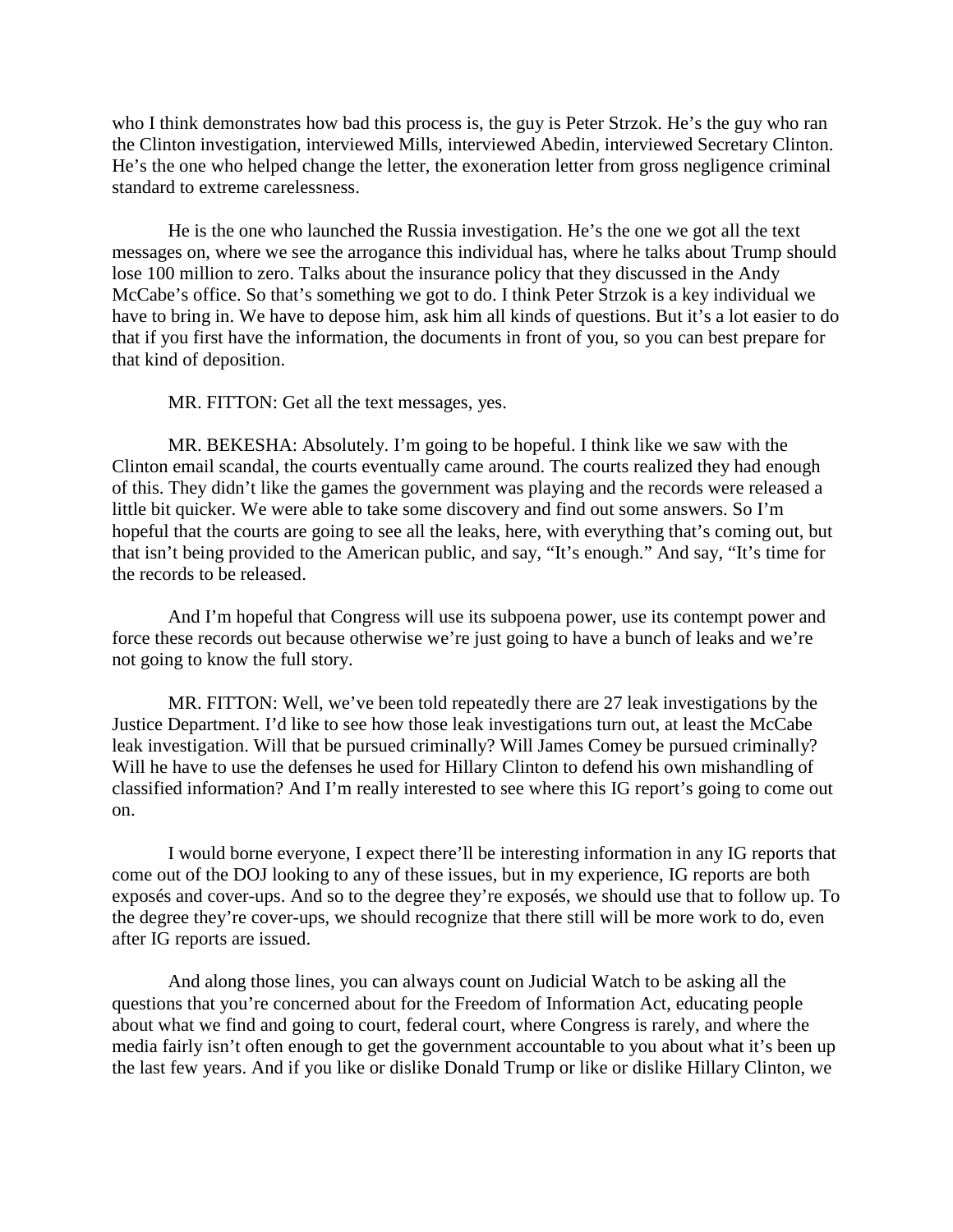who I think demonstrates how bad this process is, the guy is Peter Strzok. He's the guy who ran the Clinton investigation, interviewed Mills, interviewed Abedin, interviewed Secretary Clinton. He's the one who helped change the letter, the exoneration letter from gross negligence criminal standard to extreme carelessness.

He is the one who launched the Russia investigation. He's the one we got all the text messages on, where we see the arrogance this individual has, where he talks about Trump should lose 100 million to zero. Talks about the insurance policy that they discussed in the Andy McCabe's office. So that's something we got to do. I think Peter Strzok is a key individual we have to bring in. We have to depose him, ask him all kinds of questions. But it's a lot easier to do that if you first have the information, the documents in front of you, so you can best prepare for that kind of deposition.

MR. FITTON: Get all the text messages, yes.

MR. BEKESHA: Absolutely. I'm going to be hopeful. I think like we saw with the Clinton email scandal, the courts eventually came around. The courts realized they had enough of this. They didn't like the games the government was playing and the records were released a little bit quicker. We were able to take some discovery and find out some answers. So I'm hopeful that the courts are going to see all the leaks, here, with everything that's coming out, but that isn't being provided to the American public, and say, "It's enough." And say, "It's time for the records to be released.

And I'm hopeful that Congress will use its subpoena power, use its contempt power and force these records out because otherwise we're just going to have a bunch of leaks and we're not going to know the full story.

MR. FITTON: Well, we've been told repeatedly there are 27 leak investigations by the Justice Department. I'd like to see how those leak investigations turn out, at least the McCabe leak investigation. Will that be pursued criminally? Will James Comey be pursued criminally? Will he have to use the defenses he used for Hillary Clinton to defend his own mishandling of classified information? And I'm really interested to see where this IG report's going to come out on.

I would borne everyone, I expect there'll be interesting information in any IG reports that come out of the DOJ looking to any of these issues, but in my experience, IG reports are both exposés and cover-ups. And so to the degree they're exposés, we should use that to follow up. To the degree they're cover-ups, we should recognize that there still will be more work to do, even after IG reports are issued.

And along those lines, you can always count on Judicial Watch to be asking all the questions that you're concerned about for the Freedom of Information Act, educating people about what we find and going to court, federal court, where Congress is rarely, and where the media fairly isn't often enough to get the government accountable to you about what it's been up the last few years. And if you like or dislike Donald Trump or like or dislike Hillary Clinton, we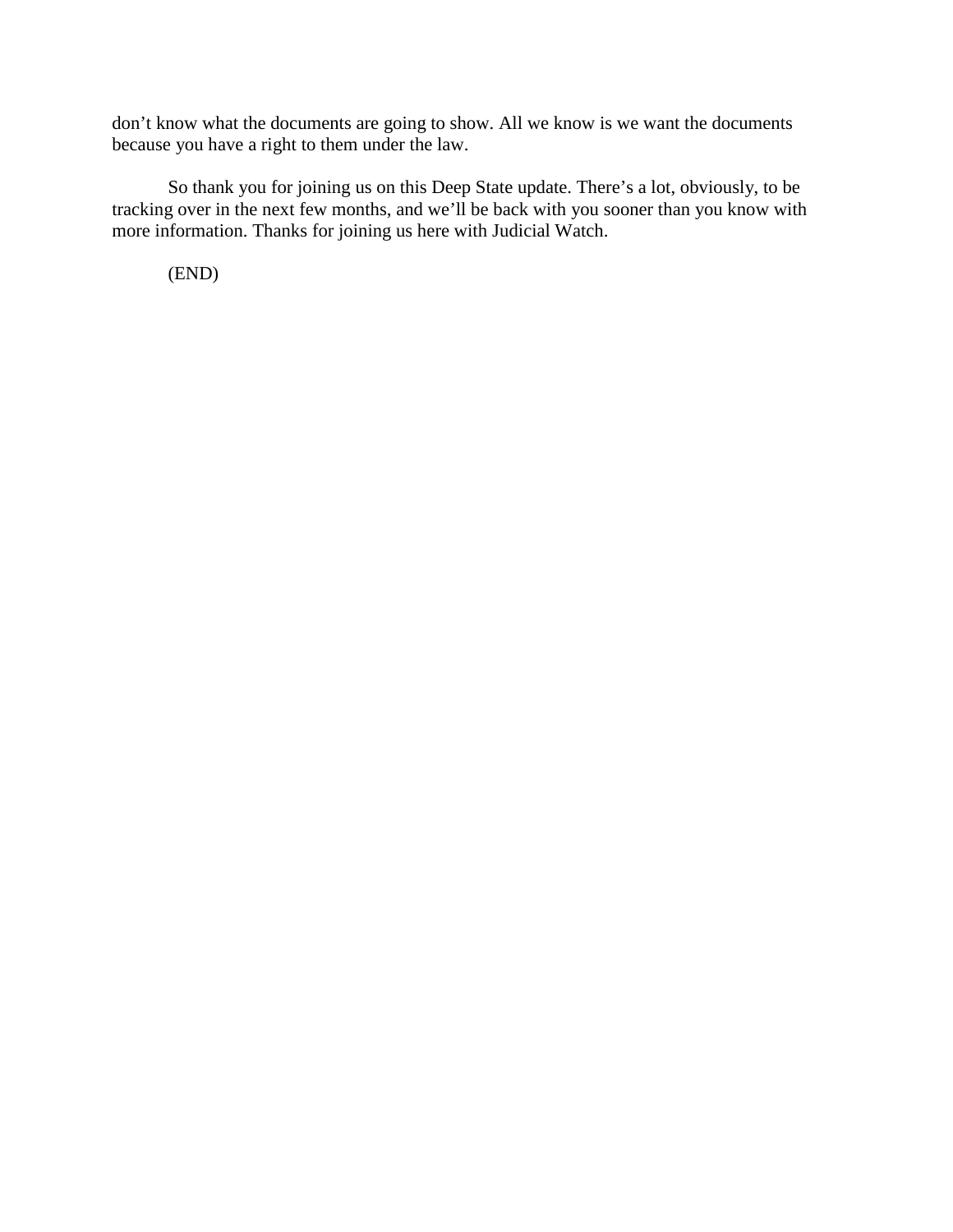don't know what the documents are going to show. All we know is we want the documents because you have a right to them under the law.

So thank you for joining us on this Deep State update. There's a lot, obviously, to be tracking over in the next few months, and we'll be back with you sooner than you know with more information. Thanks for joining us here with Judicial Watch.

(END)